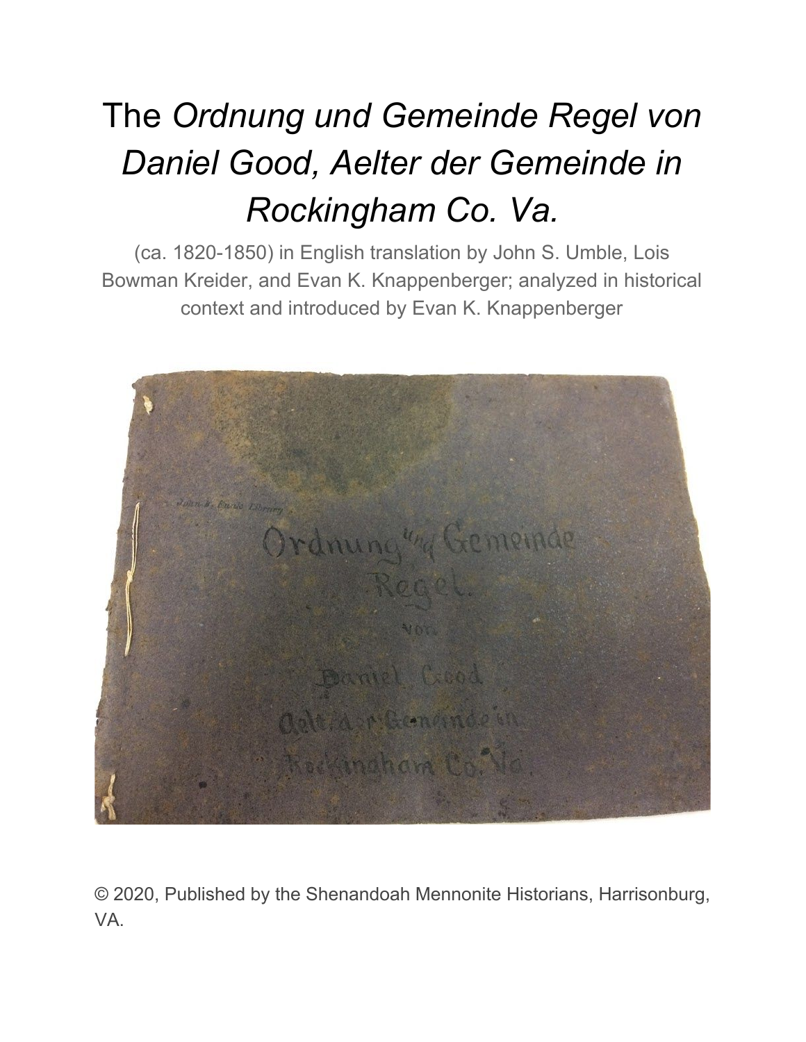# The *Ordnung und Gemeinde Regel von Daniel Good, Aelter der Gemeinde in Rockingham Co. Va.*

(ca. 1820-1850) in English translation by John S. Umble, Lois Bowman Kreider, and Evan K. Knappenberger; analyzed in historical context and introduced by Evan K. Knappenberger

© 2020, Published by the Shenandoah Mennonite Historians, Harrisonburg, VA.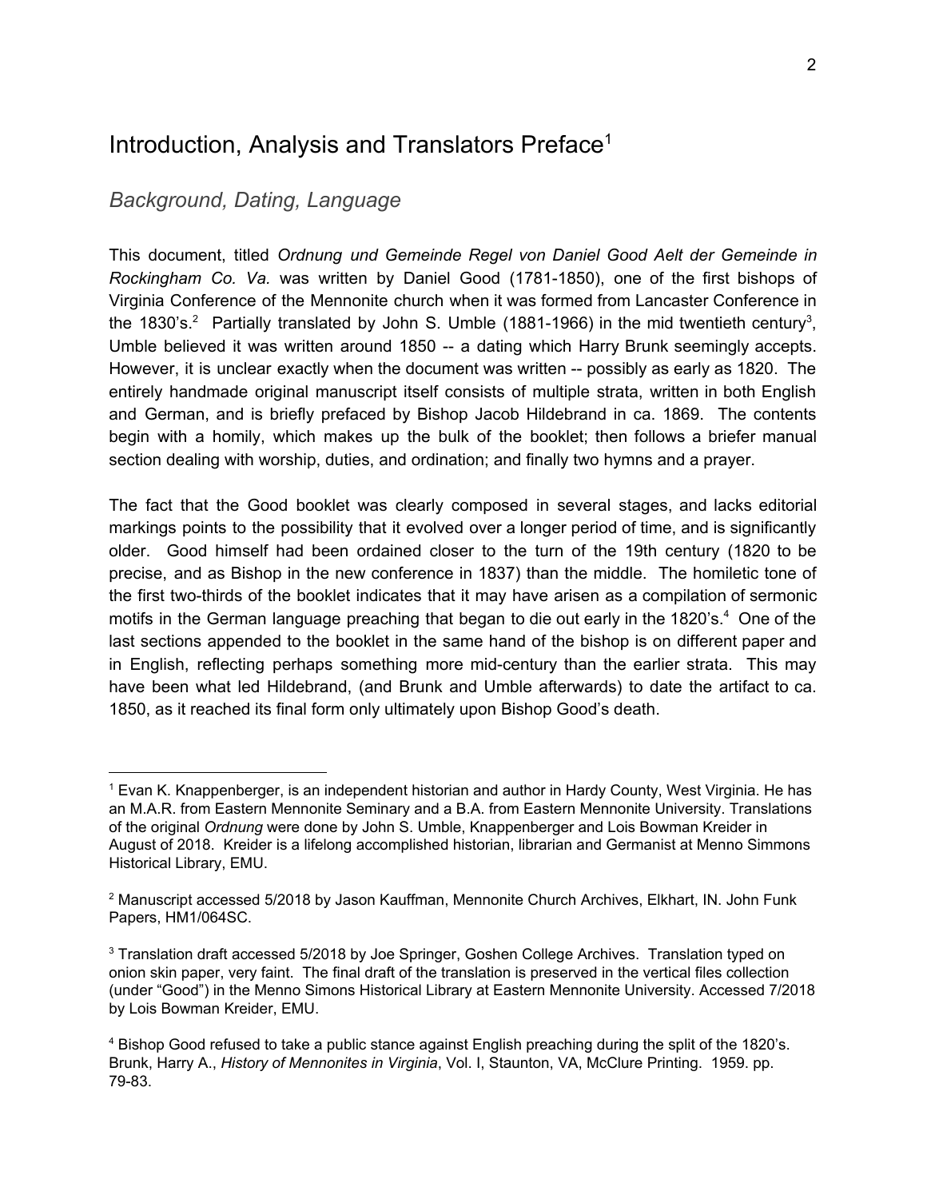## Introduction, Analysis and Translators Preface[1]

### *Background, Dating, Language*

This document, titled *Ordnung und Gemeinde Regel von Daniel Good Aelt der Gemeinde in Rockingham Co. Va.* was written by Daniel Good (1781-1850), one of the first bishops of Virginia Conference of the Mennonite church when it was formed from Lancaster Conference in the 1830's.[2] Partially translated by John S. Umble (1881-1966) in the mid twentieth century[3], Umble believed it was written around 1850 -- a dating which Harry Brunk seemingly accepts. However, it is unclear exactly when the document was written -- possibly as early as 1820. The entirely handmade original manuscript itself consists of multiple strata, written in both English and German, and is briefly prefaced by Bishop Jacob Hildebrand in ca. 1869. The contents begin with a homily, which makes up the bulk of the booklet; then follows a briefer manual section dealing with worship, duties, and ordination; and finally two hymns and a prayer.

The fact that the Good booklet was clearly composed in several stages, and lacks editorial markings points to the possibility that it evolved over a longer period of time, and is significantly older. Good himself had been ordained closer to the turn of the 19th century (1820 to be precise, and as Bishop in the new conference in 1837) than the middle. The homiletic tone of the first two-thirds of the booklet indicates that it may have arisen as a compilation of sermonic motifs in the German language preaching that began to die out early in the 1820's.[4] One of the last sections appended to the booklet in the same hand of the bishop is on different paper and in English, reflecting perhaps something more mid-century than the earlier strata. This may have been what led Hildebrand, (and Brunk and Umble afterwards) to date the artifact to ca. 1850, as it reached its final form only ultimately upon Bishop Good's death.

---

[1] Evan K. Knappenberger, is an independent historian and author in Hardy County, West Virginia. He has an M.A.R. from Eastern Mennonite Seminary and a B.A. from Eastern Mennonite University. Translations of the original *Ordnung* were done by John S. Umble, Knappenberger and Lois Bowman Kreider in August of 2018. Kreider is a lifelong accomplished historian, librarian and Germanist at Menno Simmons Historical Library, EMU.

[2] Manuscript accessed 5/2018 by Jason Kauffman, Mennonite Church Archives, Elkhart, IN. John Funk Papers, HM1/064SC.

[3] Translation draft accessed 5/2018 by Joe Springer, Goshen College Archives. Translation typed on onion skin paper, very faint. The final draft of the translation is preserved in the vertical files collection (under "Good") in the Menno Simons Historical Library at Eastern Mennonite University. Accessed 7/2018 by Lois Bowman Kreider, EMU.

[4] Bishop Good refused to take a public stance against English preaching during the split of the 1820's. Brunk, Harry A., *History of Mennonites in Virginia*, Vol. I, Staunton, VA, McClure Printing. 1959. pp. 79-83.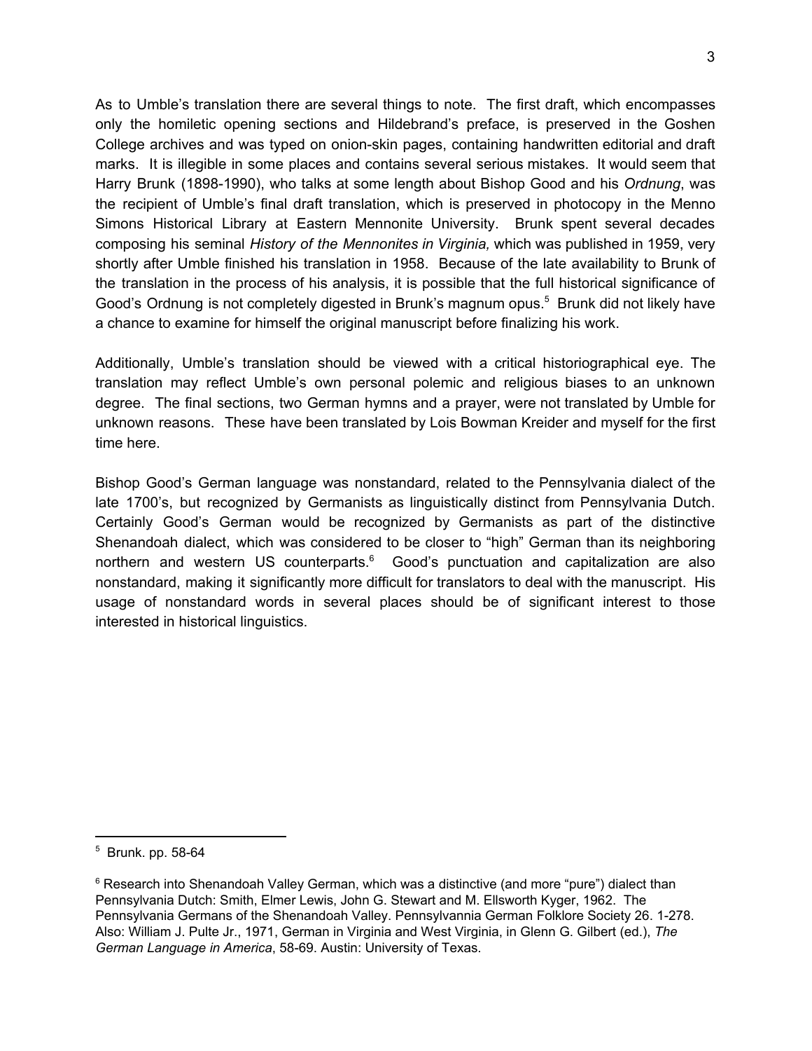As to Umble's translation there are several things to note. The first draft, which encompasses only the homiletic opening sections and Hildebrand's preface, is preserved in the Goshen College archives and was typed on onion-skin pages, containing handwritten editorial and draft marks. It is illegible in some places and contains several serious mistakes. It would seem that Harry Brunk (1898-1990), who talks at some length about Bishop Good and his *Ordnung*, was the recipient of Umble's final draft translation, which is preserved in photocopy in the Menno Simons Historical Library at Eastern Mennonite University. Brunk spent several decades composing his seminal *History of the Mennonites in Virginia,* which was published in 1959, very shortly after Umble finished his translation in 1958. Because of the late availability to Brunk of the translation in the process of his analysis, it is possible that the full historical significance of Good's Ordnung is not completely digested in Brunk's magnum opus.[5] Brunk did not likely have a chance to examine for himself the original manuscript before finalizing his work.

Additionally, Umble's translation should be viewed with a critical historiographical eye. The translation may reflect Umble's own personal polemic and religious biases to an unknown degree. The final sections, two German hymns and a prayer, were not translated by Umble for unknown reasons. These have been translated by Lois Bowman Kreider and myself for the first time here.

Bishop Good's German language was nonstandard, related to the Pennsylvania dialect of the late 1700's, but recognized by Germanists as linguistically distinct from Pennsylvania Dutch. Certainly Good's German would be recognized by Germanists as part of the distinctive Shenandoah dialect, which was considered to be closer to "high" German than its neighboring northern and western US counterparts.[6] Good's punctuation and capitalization are also nonstandard, making it significantly more difficult for translators to deal with the manuscript. His usage of nonstandard words in several places should be of significant interest to those interested in historical linguistics.

---

[5] Brunk. pp. 58-64

[6] Research into Shenandoah Valley German, which was a distinctive (and more "pure") dialect than Pennsylvania Dutch: Smith, Elmer Lewis, John G. Stewart and M. Ellsworth Kyger, 1962. The Pennsylvania Germans of the Shenandoah Valley. Pennsylvannia German Folklore Society 26. 1-278. Also: William J. Pulte Jr., 1971, German in Virginia and West Virginia, in Glenn G. Gilbert (ed.), *The German Language in America*, 58-69. Austin: University of Texas.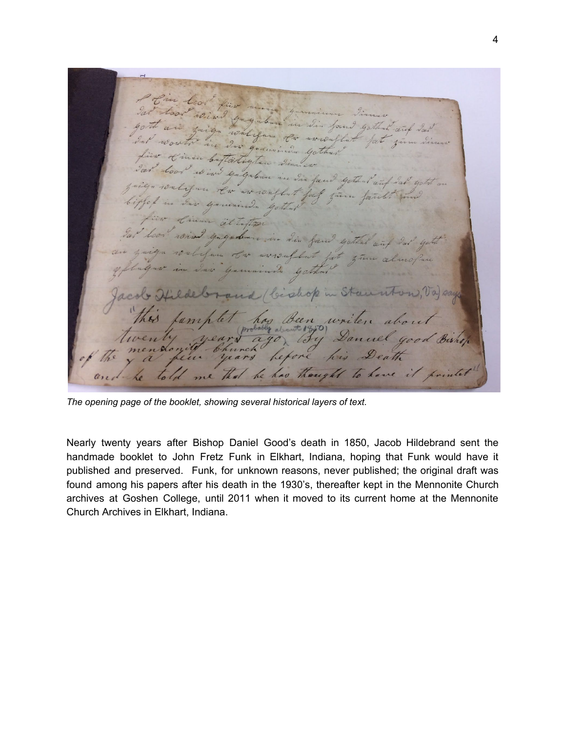*The opening page of the booklet, showing several historical layers of text.*

Nearly twenty years after Bishop Daniel Good's death in 1850, Jacob Hildebrand sent the handmade booklet to John Fretz Funk in Elkhart, Indiana, hoping that Funk would have it published and preserved. Funk, for unknown reasons, never published; the original draft was found among his papers after his death in the 1930's, thereafter kept in the Mennonite Church archives at Goshen College, until 2011 when it moved to its current home at the Mennonite Church Archives in Elkhart, Indiana.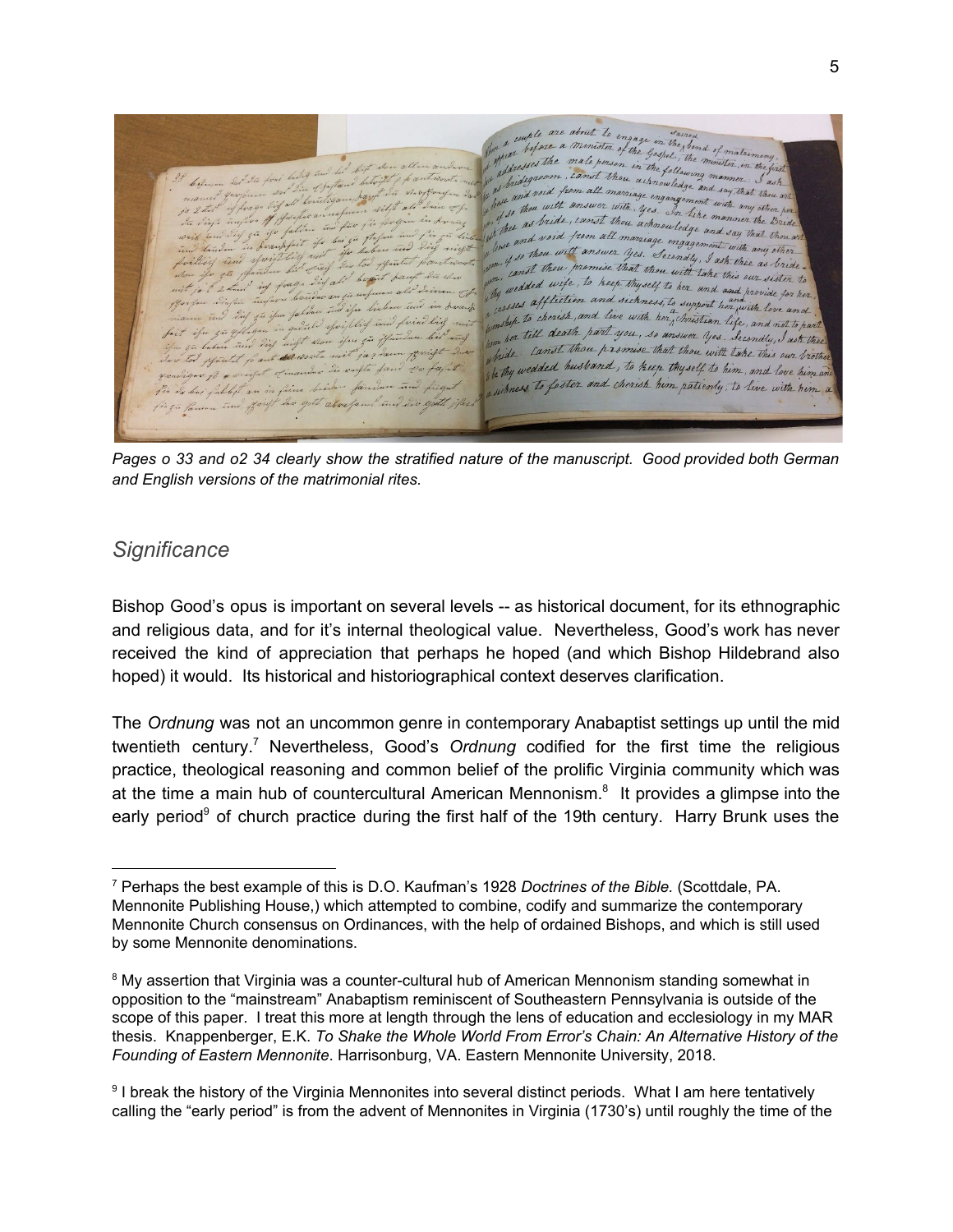*Pages o 33 and o2 34 clearly show the stratified nature of the manuscript. Good provided both German and English versions of the matrimonial rites.*

## *Significance*

Bishop Good's opus is important on several levels -- as historical document, for its ethnographic and religious data, and for it's internal theological value. Nevertheless, Good's work has never received the kind of appreciation that perhaps he hoped (and which Bishop Hildebrand also hoped) it would. Its historical and historiographical context deserves clarification.

The *Ordnung* was not an uncommon genre in contemporary Anabaptist settings up until the mid twentieth century.[7] Nevertheless, Good's *Ordnung* codified for the first time the religious practice, theological reasoning and common belief of the prolific Virginia community which was at the time a main hub of countercultural American Mennonism.[8] It provides a glimpse into the early period[9] of church practice during the first half of the 19th century. Harry Brunk uses the

[7] Perhaps the best example of this is D.O. Kaufman's 1928 *Doctrines of the Bible.* (Scottdale, PA. Mennonite Publishing House,) which attempted to combine, codify and summarize the contemporary Mennonite Church consensus on Ordinances, with the help of ordained Bishops, and which is still used by some Mennonite denominations.

[8] My assertion that Virginia was a counter-cultural hub of American Mennonism standing somewhat in opposition to the "mainstream" Anabaptism reminiscent of Southeastern Pennsylvania is outside of the scope of this paper. I treat this more at length through the lens of education and ecclesiology in my MAR thesis. Knappenberger, E.K. *To Shake the Whole World From Error's Chain: An Alternative History of the Founding of Eastern Mennonite*. Harrisonburg, VA. Eastern Mennonite University, 2018.

[9] I break the history of the Virginia Mennonites into several distinct periods. What I am here tentatively calling the "early period" is from the advent of Mennonites in Virginia (1730's) until roughly the time of the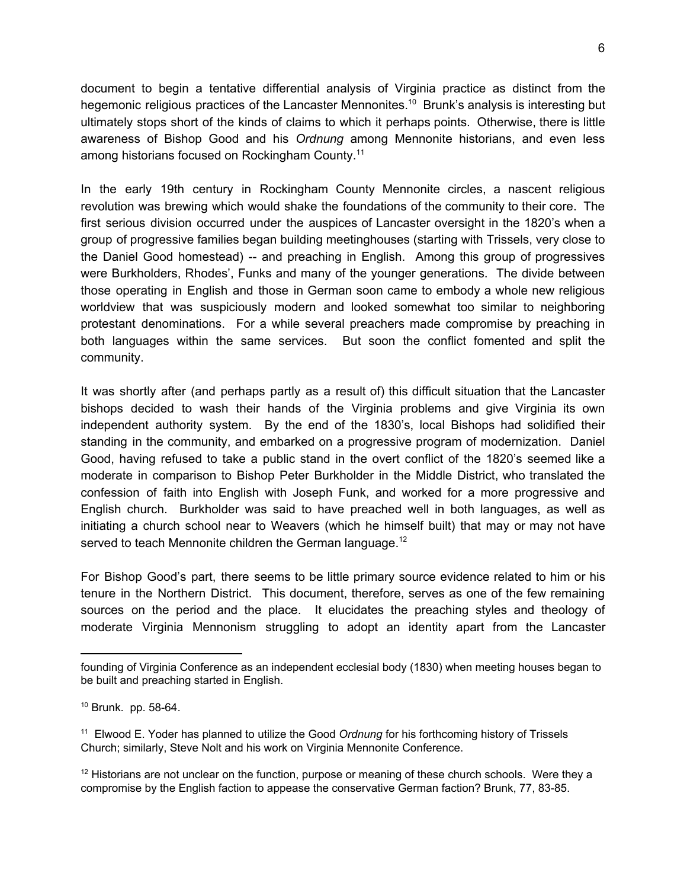document to begin a tentative differential analysis of Virginia practice as distinct from the hegemonic religious practices of the Lancaster Mennonites.[10] Brunk's analysis is interesting but ultimately stops short of the kinds of claims to which it perhaps points. Otherwise, there is little awareness of Bishop Good and his *Ordnung* among Mennonite historians, and even less among historians focused on Rockingham County.[11]

In the early 19th century in Rockingham County Mennonite circles, a nascent religious revolution was brewing which would shake the foundations of the community to their core. The first serious division occurred under the auspices of Lancaster oversight in the 1820's when a group of progressive families began building meetinghouses (starting with Trissels, very close to the Daniel Good homestead) -- and preaching in English. Among this group of progressives were Burkholders, Rhodes', Funks and many of the younger generations. The divide between those operating in English and those in German soon came to embody a whole new religious worldview that was suspiciously modern and looked somewhat too similar to neighboring protestant denominations. For a while several preachers made compromise by preaching in both languages within the same services. But soon the conflict fomented and split the community.

It was shortly after (and perhaps partly as a result of) this difficult situation that the Lancaster bishops decided to wash their hands of the Virginia problems and give Virginia its own independent authority system. By the end of the 1830's, local Bishops had solidified their standing in the community, and embarked on a progressive program of modernization. Daniel Good, having refused to take a public stand in the overt conflict of the 1820's seemed like a moderate in comparison to Bishop Peter Burkholder in the Middle District, who translated the confession of faith into English with Joseph Funk, and worked for a more progressive and English church. Burkholder was said to have preached well in both languages, as well as initiating a church school near to Weavers (which he himself built) that may or may not have served to teach Mennonite children the German language.[12]

For Bishop Good's part, there seems to be little primary source evidence related to him or his tenure in the Northern District. This document, therefore, serves as one of the few remaining sources on the period and the place. It elucidates the preaching styles and theology of moderate Virginia Mennonism struggling to adopt an identity apart from the Lancaster

---

founding of Virginia Conference as an independent ecclesial body (1830) when meeting houses began to be built and preaching started in English.

[10] Brunk. pp. 58-64.

[11] Elwood E. Yoder has planned to utilize the Good *Ordnung* for his forthcoming history of Trissels Church; similarly, Steve Nolt and his work on Virginia Mennonite Conference.

[12] Historians are not unclear on the function, purpose or meaning of these church schools. Were they a compromise by the English faction to appease the conservative German faction? Brunk, 77, 83-85.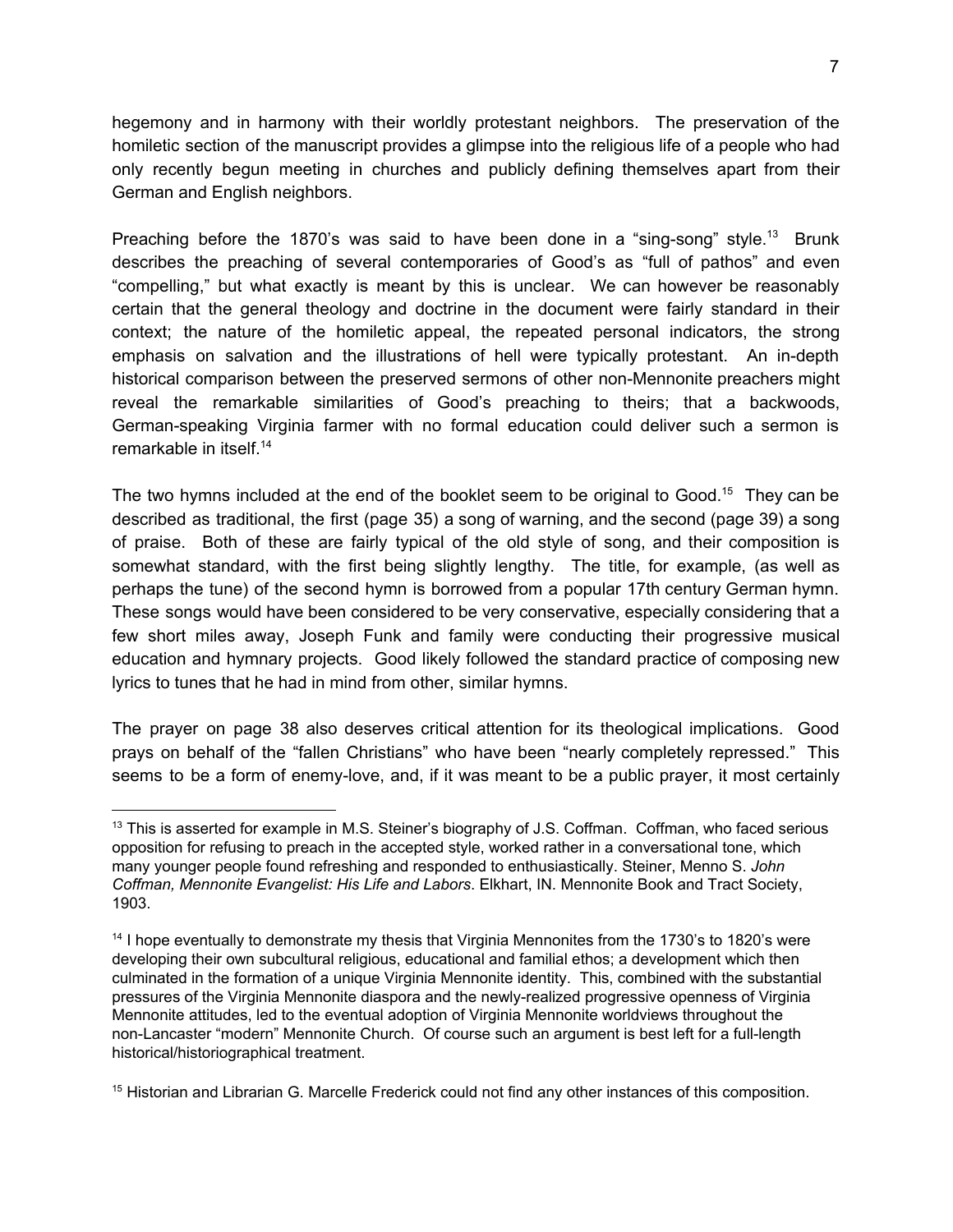hegemony and in harmony with their worldly protestant neighbors. The preservation of the homiletic section of the manuscript provides a glimpse into the religious life of a people who had only recently begun meeting in churches and publicly defining themselves apart from their German and English neighbors.

Preaching before the 1870's was said to have been done in a "sing-song" style.[13] Brunk describes the preaching of several contemporaries of Good's as "full of pathos" and even "compelling," but what exactly is meant by this is unclear. We can however be reasonably certain that the general theology and doctrine in the document were fairly standard in their context; the nature of the homiletic appeal, the repeated personal indicators, the strong emphasis on salvation and the illustrations of hell were typically protestant. An in-depth historical comparison between the preserved sermons of other non-Mennonite preachers might reveal the remarkable similarities of Good's preaching to theirs; that a backwoods, German-speaking Virginia farmer with no formal education could deliver such a sermon is remarkable in itself.[14]

The two hymns included at the end of the booklet seem to be original to Good.[15] They can be described as traditional, the first (page 35) a song of warning, and the second (page 39) a song of praise. Both of these are fairly typical of the old style of song, and their composition is somewhat standard, with the first being slightly lengthy. The title, for example, (as well as perhaps the tune) of the second hymn is borrowed from a popular 17th century German hymn. These songs would have been considered to be very conservative, especially considering that a few short miles away, Joseph Funk and family were conducting their progressive musical education and hymnary projects. Good likely followed the standard practice of composing new lyrics to tunes that he had in mind from other, similar hymns.

The prayer on page 38 also deserves critical attention for its theological implications. Good prays on behalf of the "fallen Christians" who have been "nearly completely repressed." This seems to be a form of enemy-love, and, if it was meant to be a public prayer, it most certainly

---

[13] This is asserted for example in M.S. Steiner's biography of J.S. Coffman. Coffman, who faced serious opposition for refusing to preach in the accepted style, worked rather in a conversational tone, which many younger people found refreshing and responded to enthusiastically. Steiner, Menno S. *John Coffman, Mennonite Evangelist: His Life and Labors*. Elkhart, IN. Mennonite Book and Tract Society, 1903.

[14] I hope eventually to demonstrate my thesis that Virginia Mennonites from the 1730's to 1820's were developing their own subcultural religious, educational and familial ethos; a development which then culminated in the formation of a unique Virginia Mennonite identity. This, combined with the substantial pressures of the Virginia Mennonite diaspora and the newly-realized progressive openness of Virginia Mennonite attitudes, led to the eventual adoption of Virginia Mennonite worldviews throughout the non-Lancaster "modern" Mennonite Church. Of course such an argument is best left for a full-length historical/historiographical treatment.

[15] Historian and Librarian G. Marcelle Frederick could not find any other instances of this composition.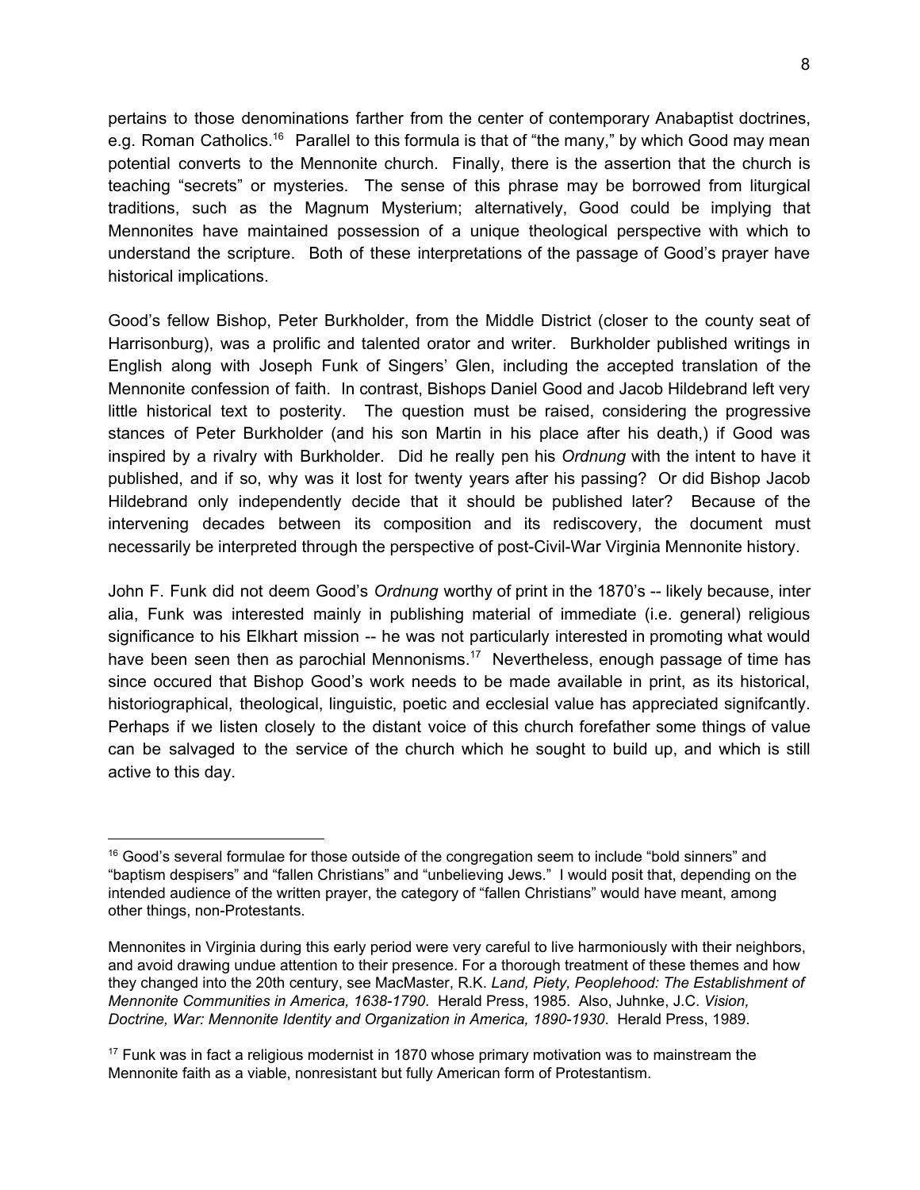pertains to those denominations farther from the center of contemporary Anabaptist doctrines, e.g. Roman Catholics.[16] Parallel to this formula is that of "the many," by which Good may mean potential converts to the Mennonite church. Finally, there is the assertion that the church is teaching "secrets" or mysteries. The sense of this phrase may be borrowed from liturgical traditions, such as the Magnum Mysterium; alternatively, Good could be implying that Mennonites have maintained possession of a unique theological perspective with which to understand the scripture. Both of these interpretations of the passage of Good's prayer have historical implications.

Good's fellow Bishop, Peter Burkholder, from the Middle District (closer to the county seat of Harrisonburg), was a prolific and talented orator and writer. Burkholder published writings in English along with Joseph Funk of Singers' Glen, including the accepted translation of the Mennonite confession of faith. In contrast, Bishops Daniel Good and Jacob Hildebrand left very little historical text to posterity. The question must be raised, considering the progressive stances of Peter Burkholder (and his son Martin in his place after his death,) if Good was inspired by a rivalry with Burkholder. Did he really pen his *Ordnung* with the intent to have it published, and if so, why was it lost for twenty years after his passing? Or did Bishop Jacob Hildebrand only independently decide that it should be published later? Because of the intervening decades between its composition and its rediscovery, the document must necessarily be interpreted through the perspective of post-Civil-War Virginia Mennonite history.

John F. Funk did not deem Good's *Ordnung* worthy of print in the 1870's -- likely because, inter alia, Funk was interested mainly in publishing material of immediate (i.e. general) religious significance to his Elkhart mission -- he was not particularly interested in promoting what would have been seen then as parochial Mennonisms.[17] Nevertheless, enough passage of time has since occured that Bishop Good's work needs to be made available in print, as its historical, historiographical, theological, linguistic, poetic and ecclesial value has appreciated signifcantly. Perhaps if we listen closely to the distant voice of this church forefather some things of value can be salvaged to the service of the church which he sought to build up, and which is still active to this day.

---

[16] Good's several formulae for those outside of the congregation seem to include "bold sinners" and "baptism despisers" and "fallen Christians" and "unbelieving Jews." I would posit that, depending on the intended audience of the written prayer, the category of "fallen Christians" would have meant, among other things, non-Protestants.

Mennonites in Virginia during this early period were very careful to live harmoniously with their neighbors, and avoid drawing undue attention to their presence. For a thorough treatment of these themes and how they changed into the 20th century, see MacMaster, R.K. *Land, Piety, Peoplehood: The Establishment of Mennonite Communities in America, 1638-1790*. Herald Press, 1985. Also, Juhnke, J.C. *Vision, Doctrine, War: Mennonite Identity and Organization in America, 1890-1930*. Herald Press, 1989.

[17] Funk was in fact a religious modernist in 1870 whose primary motivation was to mainstream the Mennonite faith as a viable, nonresistant but fully American form of Protestantism.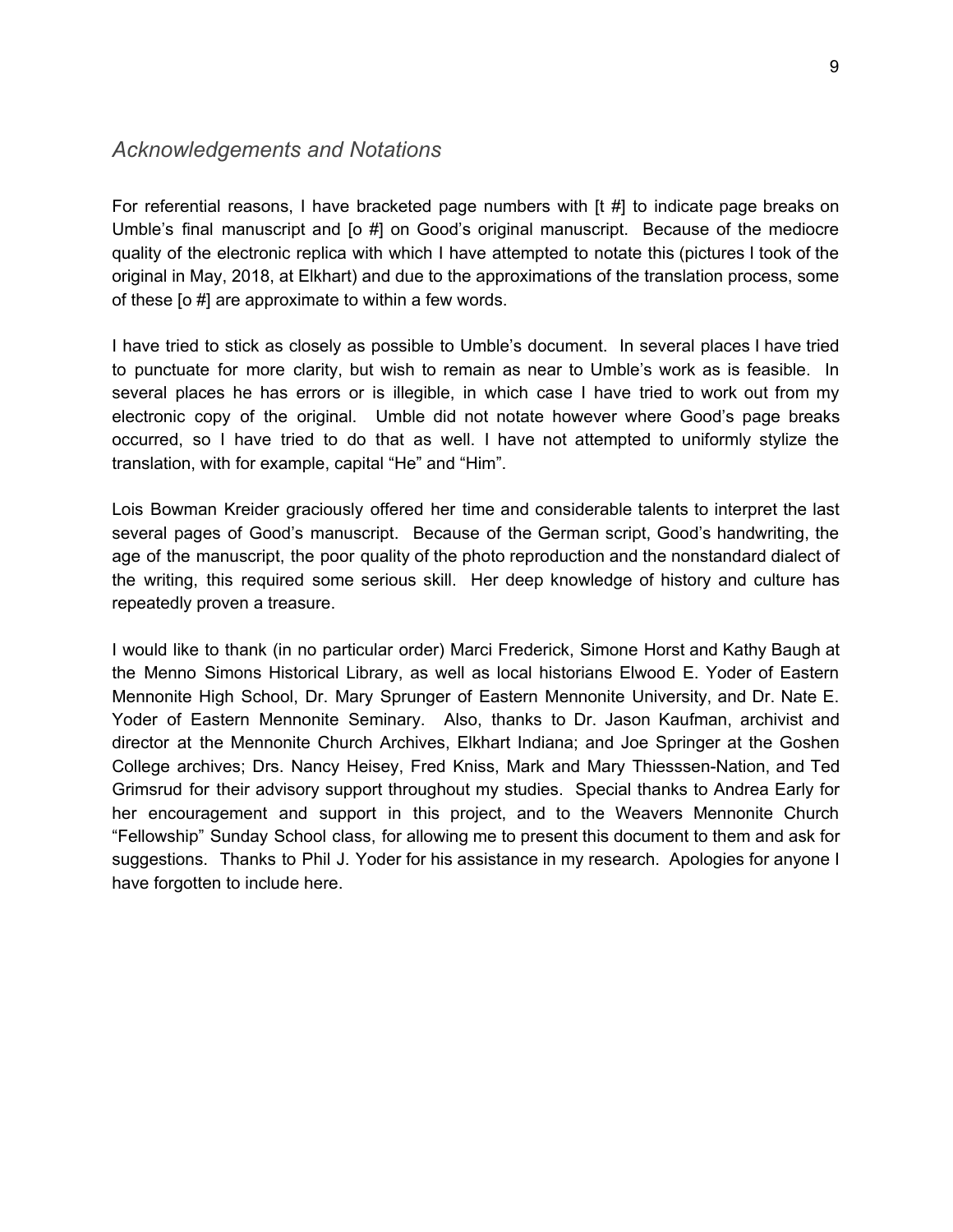## *Acknowledgements and Notations*

For referential reasons, I have bracketed page numbers with [t #] to indicate page breaks on Umble's final manuscript and [o #] on Good's original manuscript. Because of the mediocre quality of the electronic replica with which I have attempted to notate this (pictures I took of the original in May, 2018, at Elkhart) and due to the approximations of the translation process, some of these [o #] are approximate to within a few words.

I have tried to stick as closely as possible to Umble's document. In several places I have tried to punctuate for more clarity, but wish to remain as near to Umble's work as is feasible. In several places he has errors or is illegible, in which case I have tried to work out from my electronic copy of the original. Umble did not notate however where Good's page breaks occurred, so I have tried to do that as well. I have not attempted to uniformly stylize the translation, with for example, capital "He" and "Him".

Lois Bowman Kreider graciously offered her time and considerable talents to interpret the last several pages of Good's manuscript. Because of the German script, Good's handwriting, the age of the manuscript, the poor quality of the photo reproduction and the nonstandard dialect of the writing, this required some serious skill. Her deep knowledge of history and culture has repeatedly proven a treasure.

I would like to thank (in no particular order) Marci Frederick, Simone Horst and Kathy Baugh at the Menno Simons Historical Library, as well as local historians Elwood E. Yoder of Eastern Mennonite High School, Dr. Mary Sprunger of Eastern Mennonite University, and Dr. Nate E. Yoder of Eastern Mennonite Seminary. Also, thanks to Dr. Jason Kaufman, archivist and director at the Mennonite Church Archives, Elkhart Indiana; and Joe Springer at the Goshen College archives; Drs. Nancy Heisey, Fred Kniss, Mark and Mary Thiesssen-Nation, and Ted Grimsrud for their advisory support throughout my studies. Special thanks to Andrea Early for her encouragement and support in this project, and to the Weavers Mennonite Church "Fellowship" Sunday School class, for allowing me to present this document to them and ask for suggestions. Thanks to Phil J. Yoder for his assistance in my research. Apologies for anyone I have forgotten to include here.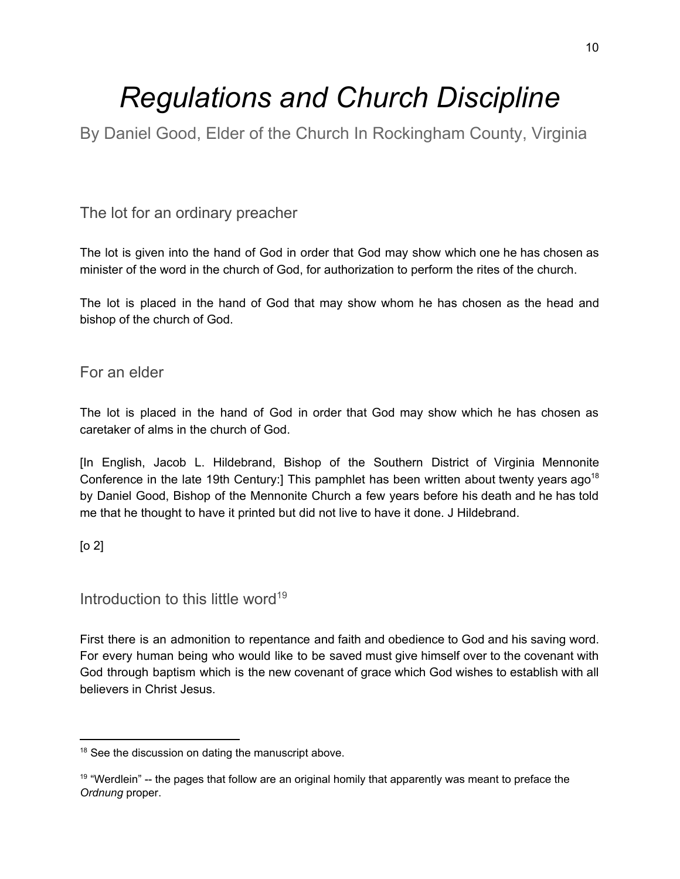# *Regulations and Church Discipline*

By Daniel Good, Elder of the Church In Rockingham County, Virginia

## The lot for an ordinary preacher

The lot is given into the hand of God in order that God may show which one he has chosen as minister of the word in the church of God, for authorization to perform the rites of the church.

The lot is placed in the hand of God that may show whom he has chosen as the head and bishop of the church of God.

## For an elder

The lot is placed in the hand of God in order that God may show which he has chosen as caretaker of alms in the church of God.

[In English, Jacob L. Hildebrand, Bishop of the Southern District of Virginia Mennonite Conference in the late 19th Century:] This pamphlet has been written about twenty years ago[18] by Daniel Good, Bishop of the Mennonite Church a few years before his death and he has told me that he thought to have it printed but did not live to have it done. J Hildebrand.

[o 2]

## Introduction to this little word[19]

First there is an admonition to repentance and faith and obedience to God and his saving word. For every human being who would like to be saved must give himself over to the covenant with God through baptism which is the new covenant of grace which God wishes to establish with all believers in Christ Jesus.

---

[18] See the discussion on dating the manuscript above.

[19] "Werdlein" -- the pages that follow are an original homily that apparently was meant to preface the *Ordnung* proper.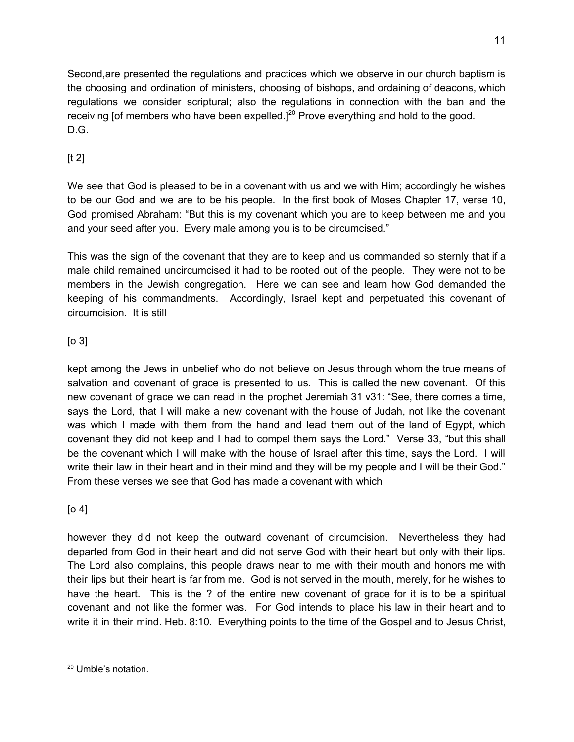Second,are presented the regulations and practices which we observe in our church baptism is the choosing and ordination of ministers, choosing of bishops, and ordaining of deacons, which regulations we consider scriptural; also the regulations in connection with the ban and the receiving [of members who have been expelled.][20] Prove everything and hold to the good.
D.G.

[t 2]

We see that God is pleased to be in a covenant with us and we with Him; accordingly he wishes to be our God and we are to be his people. In the first book of Moses Chapter 17, verse 10, God promised Abraham: "But this is my covenant which you are to keep between me and you and your seed after you. Every male among you is to be circumcised."

This was the sign of the covenant that they are to keep and us commanded so sternly that if a male child remained uncircumcised it had to be rooted out of the people. They were not to be members in the Jewish congregation. Here we can see and learn how God demanded the keeping of his commandments. Accordingly, Israel kept and perpetuated this covenant of circumcision. It is still

[o 3]

kept among the Jews in unbelief who do not believe on Jesus through whom the true means of salvation and covenant of grace is presented to us. This is called the new covenant. Of this new covenant of grace we can read in the prophet Jeremiah 31 v31: "See, there comes a time, says the Lord, that I will make a new covenant with the house of Judah, not like the covenant was which I made with them from the hand and lead them out of the land of Egypt, which covenant they did not keep and I had to compel them says the Lord." Verse 33, "but this shall be the covenant which I will make with the house of Israel after this time, says the Lord. I will write their law in their heart and in their mind and they will be my people and I will be their God." From these verses we see that God has made a covenant with which

[o 4]

however they did not keep the outward covenant of circumcision. Nevertheless they had departed from God in their heart and did not serve God with their heart but only with their lips. The Lord also complains, this people draws near to me with their mouth and honors me with their lips but their heart is far from me. God is not served in the mouth, merely, for he wishes to have the heart. This is the ? of the entire new covenant of grace for it is to be a spiritual covenant and not like the former was. For God intends to place his law in their heart and to write it in their mind. Heb. 8:10. Everything points to the time of the Gospel and to Jesus Christ,

---

[20] Umble's notation.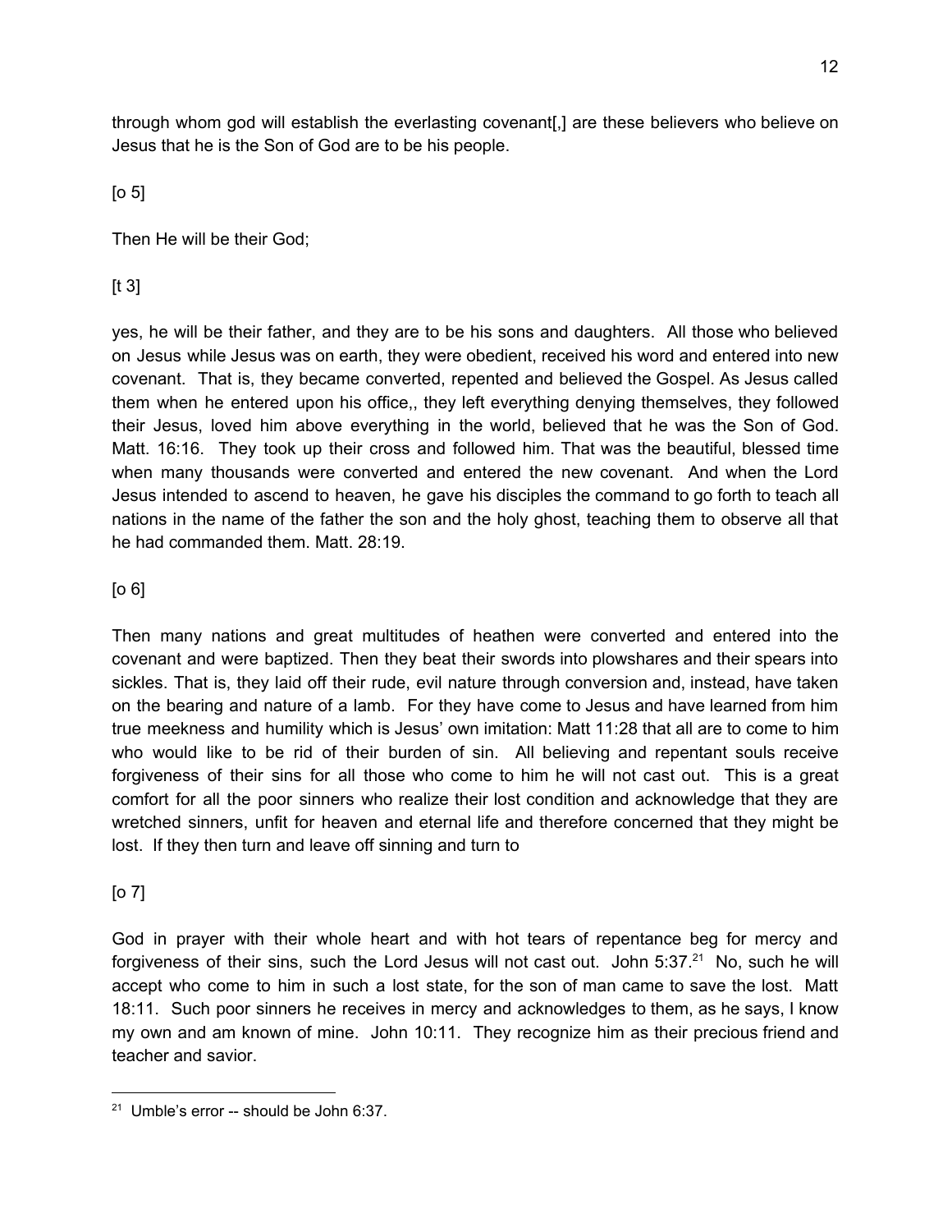through whom god will establish the everlasting covenant[,] are these believers who believe on Jesus that he is the Son of God are to be his people.

[o 5]

Then He will be their God;

[t 3]

yes, he will be their father, and they are to be his sons and daughters. All those who believed on Jesus while Jesus was on earth, they were obedient, received his word and entered into new covenant. That is, they became converted, repented and believed the Gospel. As Jesus called them when he entered upon his office,, they left everything denying themselves, they followed their Jesus, loved him above everything in the world, believed that he was the Son of God. Matt. 16:16. They took up their cross and followed him. That was the beautiful, blessed time when many thousands were converted and entered the new covenant. And when the Lord Jesus intended to ascend to heaven, he gave his disciples the command to go forth to teach all nations in the name of the father the son and the holy ghost, teaching them to observe all that he had commanded them. Matt. 28:19.

[o 6]

Then many nations and great multitudes of heathen were converted and entered into the covenant and were baptized. Then they beat their swords into plowshares and their spears into sickles. That is, they laid off their rude, evil nature through conversion and, instead, have taken on the bearing and nature of a lamb. For they have come to Jesus and have learned from him true meekness and humility which is Jesus' own imitation: Matt 11:28 that all are to come to him who would like to be rid of their burden of sin. All believing and repentant souls receive forgiveness of their sins for all those who come to him he will not cast out. This is a great comfort for all the poor sinners who realize their lost condition and acknowledge that they are wretched sinners, unfit for heaven and eternal life and therefore concerned that they might be lost. If they then turn and leave off sinning and turn to

[o 7]

God in prayer with their whole heart and with hot tears of repentance beg for mercy and forgiveness of their sins, such the Lord Jesus will not cast out. John 5:37.[21] No, such he will accept who come to him in such a lost state, for the son of man came to save the lost. Matt 18:11. Such poor sinners he receives in mercy and acknowledges to them, as he says, I know my own and am known of mine. John 10:11. They recognize him as their precious friend and teacher and savior.

---

[21] Umble's error -- should be John 6:37.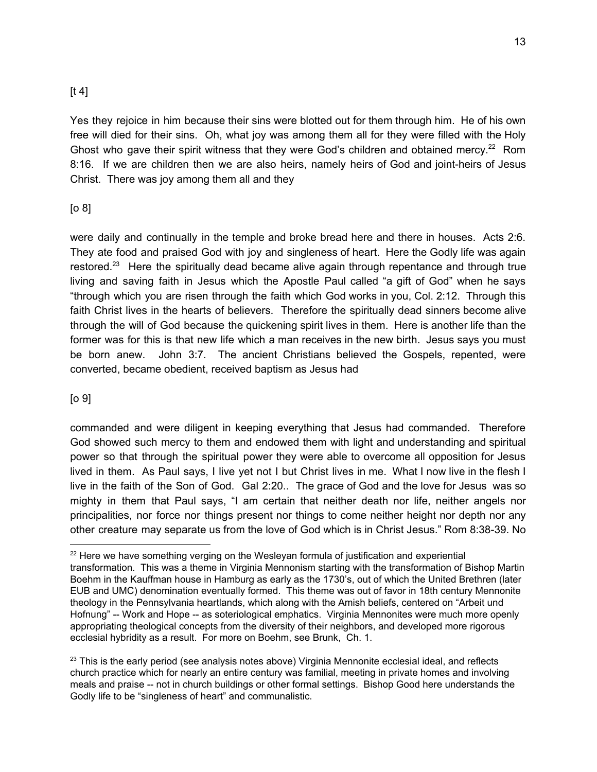[t 4]

Yes they rejoice in him because their sins were blotted out for them through him. He of his own free will died for their sins. Oh, what joy was among them all for they were filled with the Holy Ghost who gave their spirit witness that they were God's children and obtained mercy.[22] Rom 8:16. If we are children then we are also heirs, namely heirs of God and joint-heirs of Jesus Christ. There was joy among them all and they

[o 8]

were daily and continually in the temple and broke bread here and there in houses. Acts 2:6. They ate food and praised God with joy and singleness of heart. Here the Godly life was again restored.[23] Here the spiritually dead became alive again through repentance and through true living and saving faith in Jesus which the Apostle Paul called "a gift of God" when he says "through which you are risen through the faith which God works in you, Col. 2:12. Through this faith Christ lives in the hearts of believers. Therefore the spiritually dead sinners become alive through the will of God because the quickening spirit lives in them. Here is another life than the former was for this is that new life which a man receives in the new birth. Jesus says you must be born anew. John 3:7. The ancient Christians believed the Gospels, repented, were converted, became obedient, received baptism as Jesus had

[o 9]

commanded and were diligent in keeping everything that Jesus had commanded. Therefore God showed such mercy to them and endowed them with light and understanding and spiritual power so that through the spiritual power they were able to overcome all opposition for Jesus lived in them. As Paul says, I live yet not I but Christ lives in me. What I now live in the flesh I live in the faith of the Son of God. Gal 2:20.. The grace of God and the love for Jesus was so mighty in them that Paul says, "I am certain that neither death nor life, neither angels nor principalities, nor force nor things present nor things to come neither height nor depth nor any other creature may separate us from the love of God which is in Christ Jesus." Rom 8:38-39. No

---

[22] Here we have something verging on the Wesleyan formula of justification and experiential transformation. This was a theme in Virginia Mennonism starting with the transformation of Bishop Martin Boehm in the Kauffman house in Hamburg as early as the 1730's, out of which the United Brethren (later EUB and UMC) denomination eventually formed. This theme was out of favor in 18th century Mennonite theology in the Pennsylvania heartlands, which along with the Amish beliefs, centered on "Arbeit und Hofnung" -- Work and Hope -- as soteriological emphatics. Virginia Mennonites were much more openly appropriating theological concepts from the diversity of their neighbors, and developed more rigorous ecclesial hybridity as a result. For more on Boehm, see Brunk, Ch. 1.

[23] This is the early period (see analysis notes above) Virginia Mennonite ecclesial ideal, and reflects church practice which for nearly an entire century was familial, meeting in private homes and involving meals and praise -- not in church buildings or other formal settings. Bishop Good here understands the Godly life to be "singleness of heart" and communalistic.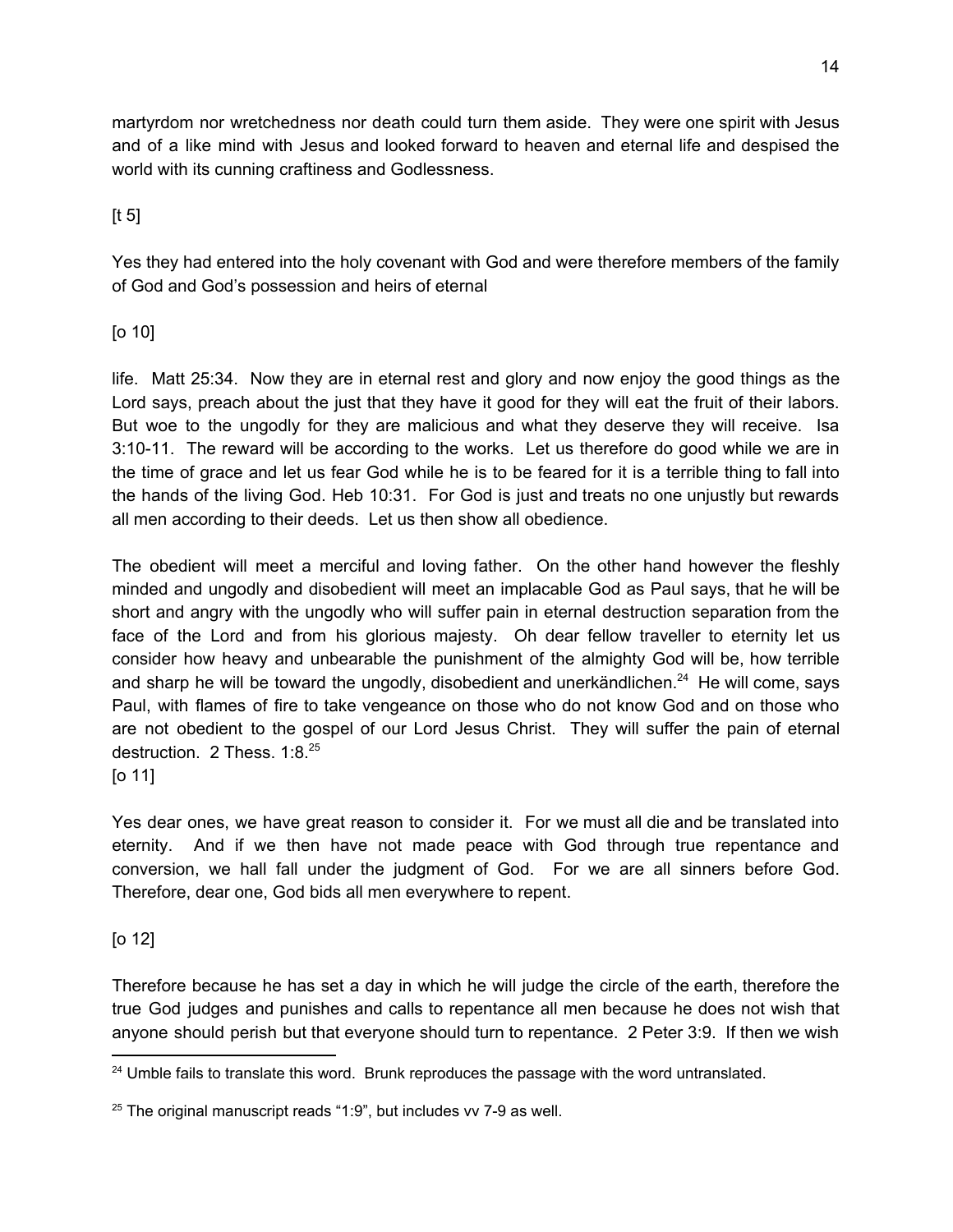martyrdom nor wretchedness nor death could turn them aside. They were one spirit with Jesus and of a like mind with Jesus and looked forward to heaven and eternal life and despised the world with its cunning craftiness and Godlessness.

[t 5]

Yes they had entered into the holy covenant with God and were therefore members of the family of God and God's possession and heirs of eternal

[o 10]

life. Matt 25:34. Now they are in eternal rest and glory and now enjoy the good things as the Lord says, preach about the just that they have it good for they will eat the fruit of their labors. But woe to the ungodly for they are malicious and what they deserve they will receive. Isa 3:10-11. The reward will be according to the works. Let us therefore do good while we are in the time of grace and let us fear God while he is to be feared for it is a terrible thing to fall into the hands of the living God. Heb 10:31. For God is just and treats no one unjustly but rewards all men according to their deeds. Let us then show all obedience.

The obedient will meet a merciful and loving father. On the other hand however the fleshly minded and ungodly and disobedient will meet an implacable God as Paul says, that he will be short and angry with the ungodly who will suffer pain in eternal destruction separation from the face of the Lord and from his glorious majesty. Oh dear fellow traveller to eternity let us consider how heavy and unbearable the punishment of the almighty God will be, how terrible and sharp he will be toward the ungodly, disobedient and unerkändlichen.[24] He will come, says Paul, with flames of fire to take vengeance on those who do not know God and on those who are not obedient to the gospel of our Lord Jesus Christ. They will suffer the pain of eternal destruction. 2 Thess. 1:8.[25]

[o 11]

Yes dear ones, we have great reason to consider it. For we must all die and be translated into eternity. And if we then have not made peace with God through true repentance and conversion, we hall fall under the judgment of God. For we are all sinners before God. Therefore, dear one, God bids all men everywhere to repent.

[o 12]

Therefore because he has set a day in which he will judge the circle of the earth, therefore the true God judges and punishes and calls to repentance all men because he does not wish that anyone should perish but that everyone should turn to repentance. 2 Peter 3:9. If then we wish

---

[24] Umble fails to translate this word. Brunk reproduces the passage with the word untranslated.

[25] The original manuscript reads "1:9", but includes vv 7-9 as well.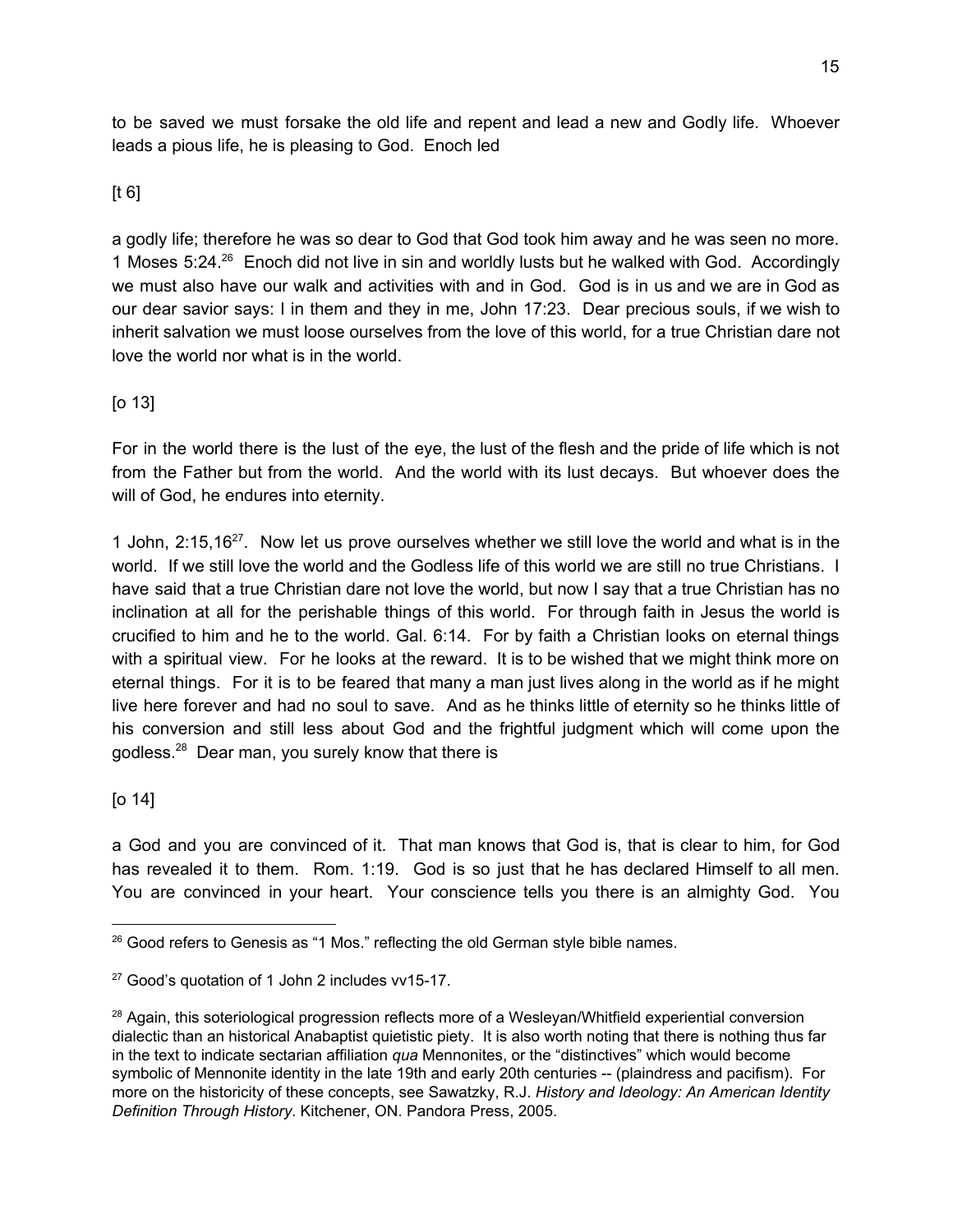to be saved we must forsake the old life and repent and lead a new and Godly life. Whoever leads a pious life, he is pleasing to God. Enoch led

[t 6]

a godly life; therefore he was so dear to God that God took him away and he was seen no more. 1 Moses 5:24.[26] Enoch did not live in sin and worldly lusts but he walked with God. Accordingly we must also have our walk and activities with and in God. God is in us and we are in God as our dear savior says: I in them and they in me, John 17:23. Dear precious souls, if we wish to inherit salvation we must loose ourselves from the love of this world, for a true Christian dare not love the world nor what is in the world.

[o 13]

For in the world there is the lust of the eye, the lust of the flesh and the pride of life which is not from the Father but from the world. And the world with its lust decays. But whoever does the will of God, he endures into eternity.

1 John, 2:15,16[27]. Now let us prove ourselves whether we still love the world and what is in the world. If we still love the world and the Godless life of this world we are still no true Christians. I have said that a true Christian dare not love the world, but now I say that a true Christian has no inclination at all for the perishable things of this world. For through faith in Jesus the world is crucified to him and he to the world. Gal. 6:14. For by faith a Christian looks on eternal things with a spiritual view. For he looks at the reward. It is to be wished that we might think more on eternal things. For it is to be feared that many a man just lives along in the world as if he might live here forever and had no soul to save. And as he thinks little of eternity so he thinks little of his conversion and still less about God and the frightful judgment which will come upon the godless.[28] Dear man, you surely know that there is

[o 14]

a God and you are convinced of it. That man knows that God is, that is clear to him, for God has revealed it to them. Rom. 1:19. God is so just that he has declared Himself to all men. You are convinced in your heart. Your conscience tells you there is an almighty God. You

---

[26] Good refers to Genesis as "1 Mos." reflecting the old German style bible names.

[27] Good's quotation of 1 John 2 includes vv15-17.

[28] Again, this soteriological progression reflects more of a Wesleyan/Whitfield experiential conversion dialectic than an historical Anabaptist quietistic piety. It is also worth noting that there is nothing thus far in the text to indicate sectarian affiliation *qua* Mennonites, or the "distinctives" which would become symbolic of Mennonite identity in the late 19th and early 20th centuries -- (plaindress and pacifism). For more on the historicity of these concepts, see Sawatzky, R.J. *History and Ideology: An American Identity Definition Through History*. Kitchener, ON. Pandora Press, 2005.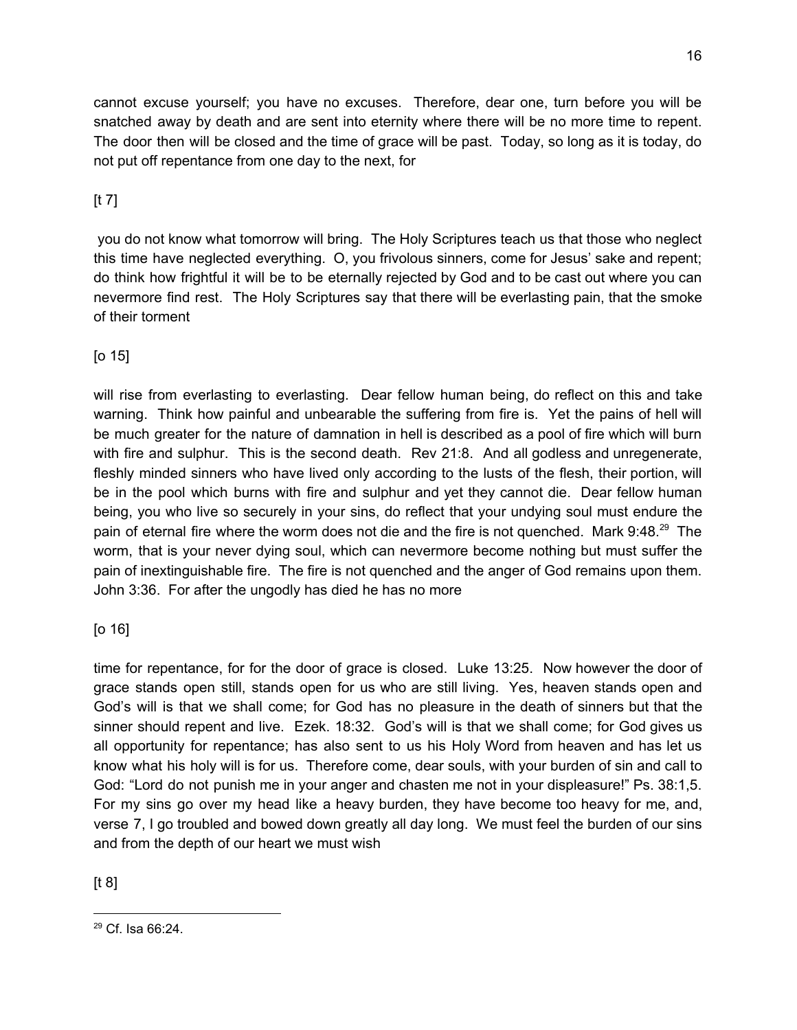cannot excuse yourself; you have no excuses. Therefore, dear one, turn before you will be snatched away by death and are sent into eternity where there will be no more time to repent. The door then will be closed and the time of grace will be past. Today, so long as it is today, do not put off repentance from one day to the next, for

[t 7]

you do not know what tomorrow will bring. The Holy Scriptures teach us that those who neglect this time have neglected everything. O, you frivolous sinners, come for Jesus' sake and repent; do think how frightful it will be to be eternally rejected by God and to be cast out where you can nevermore find rest. The Holy Scriptures say that there will be everlasting pain, that the smoke of their torment

[o 15]

will rise from everlasting to everlasting. Dear fellow human being, do reflect on this and take warning. Think how painful and unbearable the suffering from fire is. Yet the pains of hell will be much greater for the nature of damnation in hell is described as a pool of fire which will burn with fire and sulphur. This is the second death. Rev 21:8. And all godless and unregenerate, fleshly minded sinners who have lived only according to the lusts of the flesh, their portion, will be in the pool which burns with fire and sulphur and yet they cannot die. Dear fellow human being, you who live so securely in your sins, do reflect that your undying soul must endure the pain of eternal fire where the worm does not die and the fire is not quenched. Mark 9:48.[29] The worm, that is your never dying soul, which can nevermore become nothing but must suffer the pain of inextinguishable fire. The fire is not quenched and the anger of God remains upon them. John 3:36. For after the ungodly has died he has no more

[o 16]

time for repentance, for for the door of grace is closed. Luke 13:25. Now however the door of grace stands open still, stands open for us who are still living. Yes, heaven stands open and God's will is that we shall come; for God has no pleasure in the death of sinners but that the sinner should repent and live. Ezek. 18:32. God's will is that we shall come; for God gives us all opportunity for repentance; has also sent to us his Holy Word from heaven and has let us know what his holy will is for us. Therefore come, dear souls, with your burden of sin and call to God: "Lord do not punish me in your anger and chasten me not in your displeasure!" Ps. 38:1,5. For my sins go over my head like a heavy burden, they have become too heavy for me, and, verse 7, I go troubled and bowed down greatly all day long. We must feel the burden of our sins and from the depth of our heart we must wish

[t 8]

---

[29] Cf. Isa 66:24.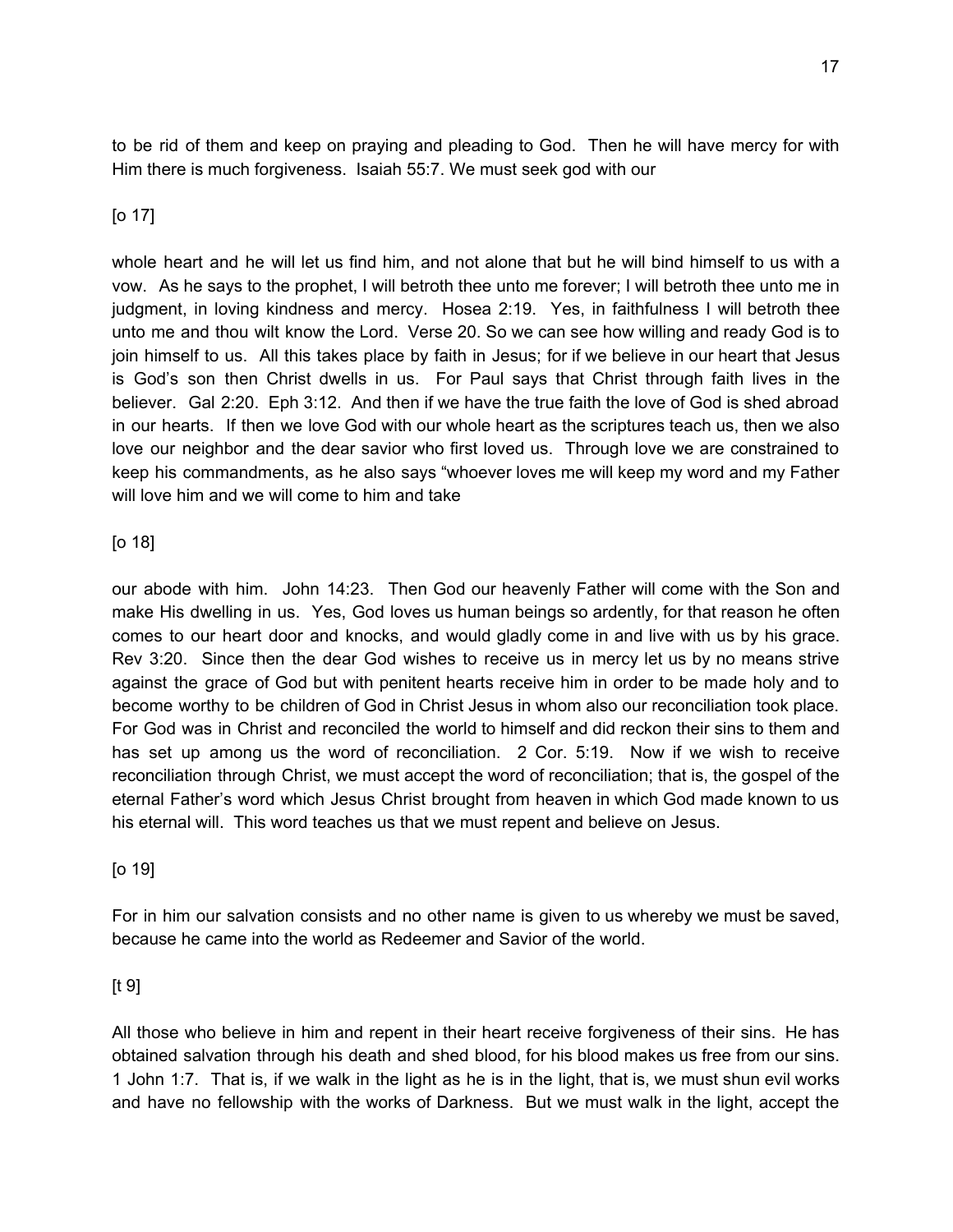to be rid of them and keep on praying and pleading to God. Then he will have mercy for with Him there is much forgiveness. Isaiah 55:7. We must seek god with our

[o 17]

whole heart and he will let us find him, and not alone that but he will bind himself to us with a vow. As he says to the prophet, I will betroth thee unto me forever; I will betroth thee unto me in judgment, in loving kindness and mercy. Hosea 2:19. Yes, in faithfulness I will betroth thee unto me and thou wilt know the Lord. Verse 20. So we can see how willing and ready God is to join himself to us. All this takes place by faith in Jesus; for if we believe in our heart that Jesus is God's son then Christ dwells in us. For Paul says that Christ through faith lives in the believer. Gal 2:20. Eph 3:12. And then if we have the true faith the love of God is shed abroad in our hearts. If then we love God with our whole heart as the scriptures teach us, then we also love our neighbor and the dear savior who first loved us. Through love we are constrained to keep his commandments, as he also says "whoever loves me will keep my word and my Father will love him and we will come to him and take

[o 18]

our abode with him. John 14:23. Then God our heavenly Father will come with the Son and make His dwelling in us. Yes, God loves us human beings so ardently, for that reason he often comes to our heart door and knocks, and would gladly come in and live with us by his grace. Rev 3:20. Since then the dear God wishes to receive us in mercy let us by no means strive against the grace of God but with penitent hearts receive him in order to be made holy and to become worthy to be children of God in Christ Jesus in whom also our reconciliation took place. For God was in Christ and reconciled the world to himself and did reckon their sins to them and has set up among us the word of reconciliation. 2 Cor. 5:19. Now if we wish to receive reconciliation through Christ, we must accept the word of reconciliation; that is, the gospel of the eternal Father's word which Jesus Christ brought from heaven in which God made known to us his eternal will. This word teaches us that we must repent and believe on Jesus.

[o 19]

For in him our salvation consists and no other name is given to us whereby we must be saved, because he came into the world as Redeemer and Savior of the world.

[t 9]

All those who believe in him and repent in their heart receive forgiveness of their sins. He has obtained salvation through his death and shed blood, for his blood makes us free from our sins. 1 John 1:7. That is, if we walk in the light as he is in the light, that is, we must shun evil works and have no fellowship with the works of Darkness. But we must walk in the light, accept the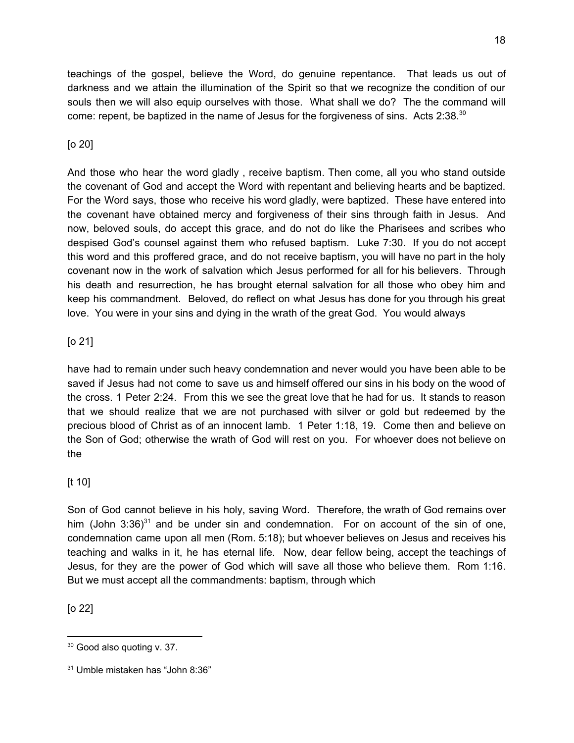teachings of the gospel, believe the Word, do genuine repentance. That leads us out of darkness and we attain the illumination of the Spirit so that we recognize the condition of our souls then we will also equip ourselves with those. What shall we do? The the command will come: repent, be baptized in the name of Jesus for the forgiveness of sins. Acts 2:38.[30]

[o 20]

And those who hear the word gladly , receive baptism. Then come, all you who stand outside the covenant of God and accept the Word with repentant and believing hearts and be baptized. For the Word says, those who receive his word gladly, were baptized. These have entered into the covenant have obtained mercy and forgiveness of their sins through faith in Jesus. And now, beloved souls, do accept this grace, and do not do like the Pharisees and scribes who despised God's counsel against them who refused baptism. Luke 7:30. If you do not accept this word and this proffered grace, and do not receive baptism, you will have no part in the holy covenant now in the work of salvation which Jesus performed for all for his believers. Through his death and resurrection, he has brought eternal salvation for all those who obey him and keep his commandment. Beloved, do reflect on what Jesus has done for you through his great love. You were in your sins and dying in the wrath of the great God. You would always

[o 21]

have had to remain under such heavy condemnation and never would you have been able to be saved if Jesus had not come to save us and himself offered our sins in his body on the wood of the cross. 1 Peter 2:24. From this we see the great love that he had for us. It stands to reason that we should realize that we are not purchased with silver or gold but redeemed by the precious blood of Christ as of an innocent lamb. 1 Peter 1:18, 19. Come then and believe on the Son of God; otherwise the wrath of God will rest on you. For whoever does not believe on the

[t 10]

Son of God cannot believe in his holy, saving Word. Therefore, the wrath of God remains over him (John 3:36)[31] and be under sin and condemnation. For on account of the sin of one, condemnation came upon all men (Rom. 5:18); but whoever believes on Jesus and receives his teaching and walks in it, he has eternal life. Now, dear fellow being, accept the teachings of Jesus, for they are the power of God which will save all those who believe them. Rom 1:16. But we must accept all the commandments: baptism, through which

[o 22]

---

[30] Good also quoting v. 37.

[31] Umble mistaken has "John 8:36"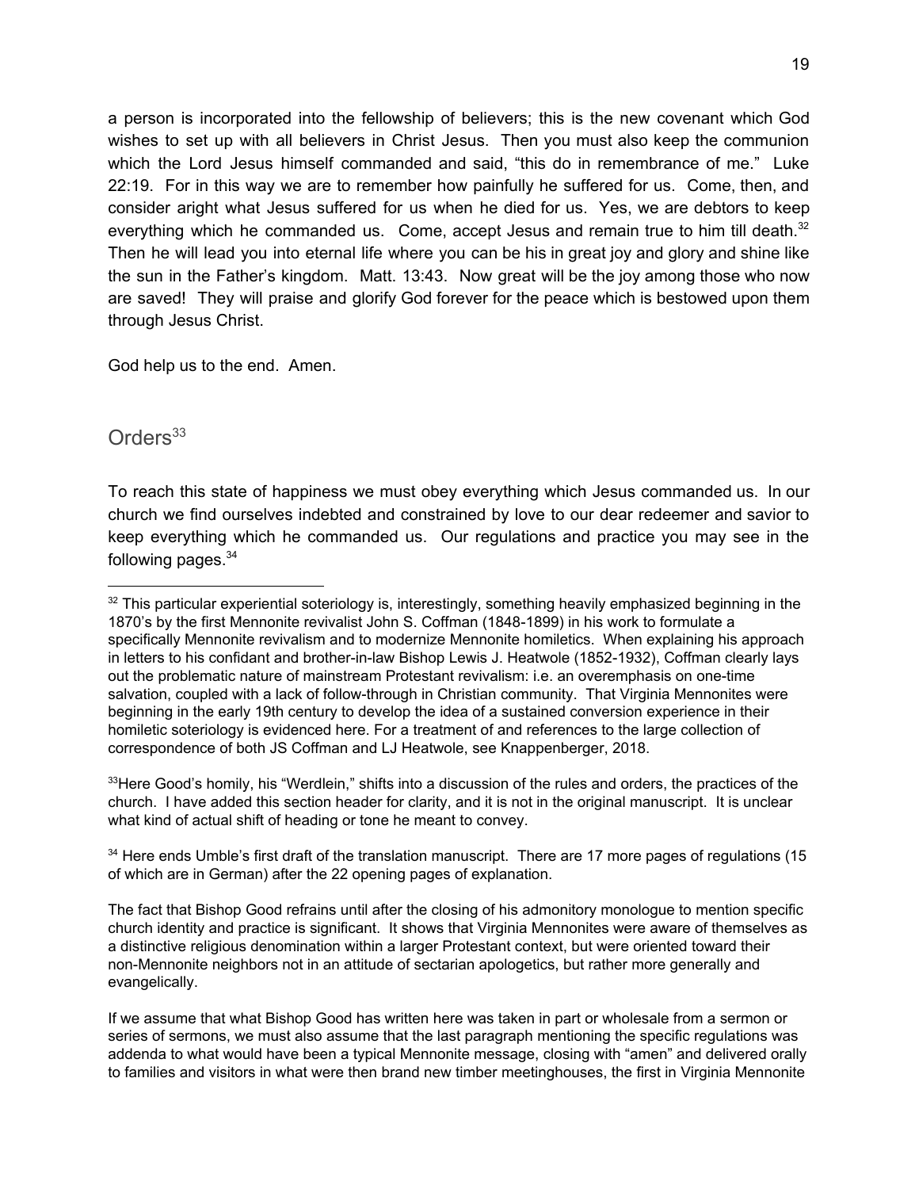a person is incorporated into the fellowship of believers; this is the new covenant which God wishes to set up with all believers in Christ Jesus. Then you must also keep the communion which the Lord Jesus himself commanded and said, "this do in remembrance of me." Luke 22:19. For in this way we are to remember how painfully he suffered for us. Come, then, and consider aright what Jesus suffered for us when he died for us. Yes, we are debtors to keep everything which he commanded us. Come, accept Jesus and remain true to him till death.[32] Then he will lead you into eternal life where you can be his in great joy and glory and shine like the sun in the Father's kingdom. Matt. 13:43. Now great will be the joy among those who now are saved! They will praise and glorify God forever for the peace which is bestowed upon them through Jesus Christ.

God help us to the end. Amen.

## Orders[33]

To reach this state of happiness we must obey everything which Jesus commanded us. In our church we find ourselves indebted and constrained by love to our dear redeemer and savior to keep everything which he commanded us. Our regulations and practice you may see in the following pages.[34]

---

[32] This particular experiential soteriology is, interestingly, something heavily emphasized beginning in the 1870's by the first Mennonite revivalist John S. Coffman (1848-1899) in his work to formulate a specifically Mennonite revivalism and to modernize Mennonite homiletics. When explaining his approach in letters to his confidant and brother-in-law Bishop Lewis J. Heatwole (1852-1932), Coffman clearly lays out the problematic nature of mainstream Protestant revivalism: i.e. an overemphasis on one-time salvation, coupled with a lack of follow-through in Christian community. That Virginia Mennonites were beginning in the early 19th century to develop the idea of a sustained conversion experience in their homiletic soteriology is evidenced here. For a treatment of and references to the large collection of correspondence of both JS Coffman and LJ Heatwole, see Knappenberger, 2018.

[33] Here Good's homily, his "Werdlein," shifts into a discussion of the rules and orders, the practices of the church. I have added this section header for clarity, and it is not in the original manuscript. It is unclear what kind of actual shift of heading or tone he meant to convey.

[34] Here ends Umble's first draft of the translation manuscript. There are 17 more pages of regulations (15 of which are in German) after the 22 opening pages of explanation.

The fact that Bishop Good refrains until after the closing of his admonitory monologue to mention specific church identity and practice is significant. It shows that Virginia Mennonites were aware of themselves as a distinctive religious denomination within a larger Protestant context, but were oriented toward their non-Mennonite neighbors not in an attitude of sectarian apologetics, but rather more generally and evangelically.

If we assume that what Bishop Good has written here was taken in part or wholesale from a sermon or series of sermons, we must also assume that the last paragraph mentioning the specific regulations was addenda to what would have been a typical Mennonite message, closing with "amen" and delivered orally to families and visitors in what were then brand new timber meetinghouses, the first in Virginia Mennonite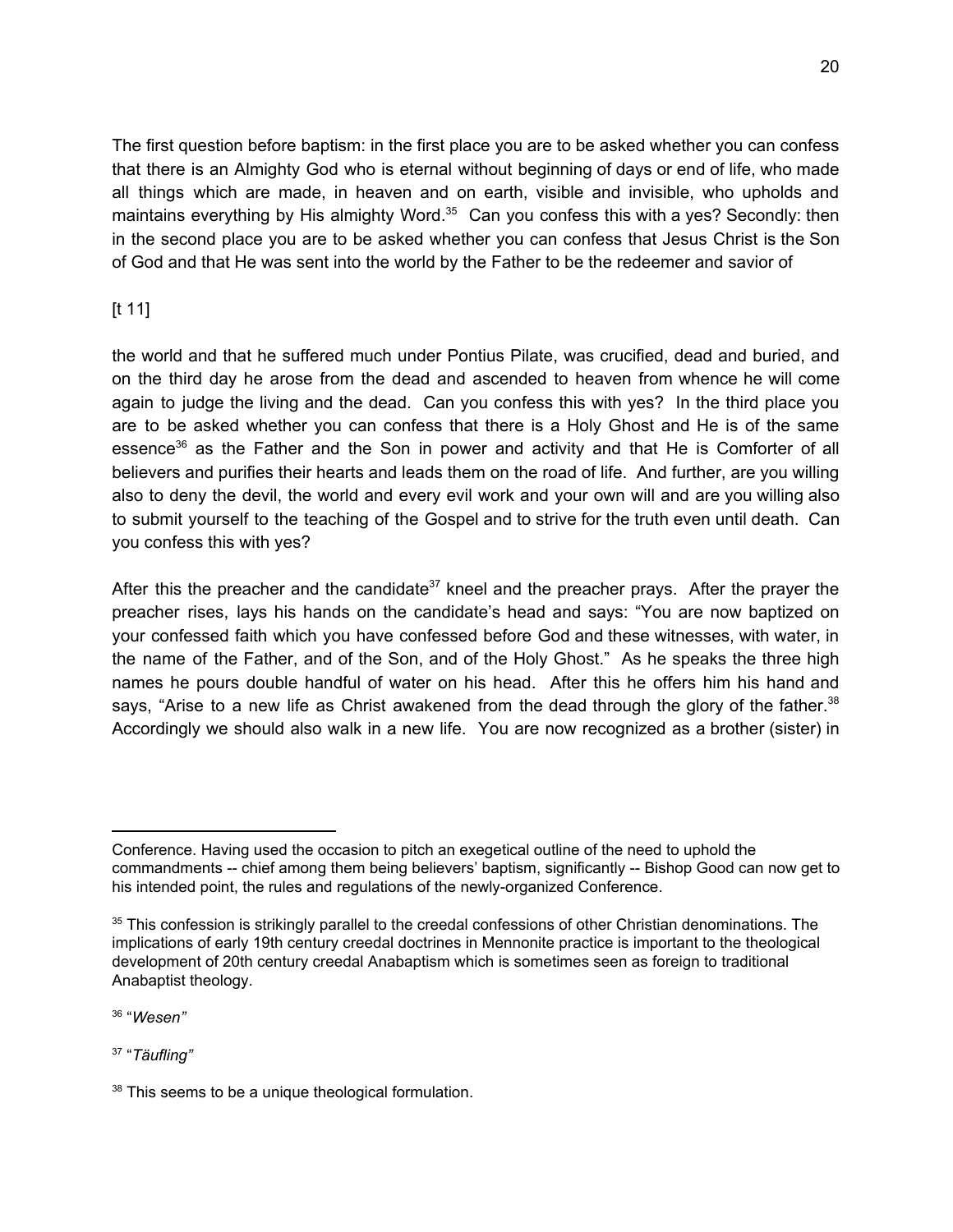The first question before baptism: in the first place you are to be asked whether you can confess that there is an Almighty God who is eternal without beginning of days or end of life, who made all things which are made, in heaven and on earth, visible and invisible, who upholds and maintains everything by His almighty Word.[35] Can you confess this with a yes? Secondly: then in the second place you are to be asked whether you can confess that Jesus Christ is the Son of God and that He was sent into the world by the Father to be the redeemer and savior of

[t 11]

the world and that he suffered much under Pontius Pilate, was crucified, dead and buried, and on the third day he arose from the dead and ascended to heaven from whence he will come again to judge the living and the dead. Can you confess this with yes? In the third place you are to be asked whether you can confess that there is a Holy Ghost and He is of the same essence[36] as the Father and the Son in power and activity and that He is Comforter of all believers and purifies their hearts and leads them on the road of life. And further, are you willing also to deny the devil, the world and every evil work and your own will and are you willing also to submit yourself to the teaching of the Gospel and to strive for the truth even until death. Can you confess this with yes?

After this the preacher and the candidate[37] kneel and the preacher prays. After the prayer the preacher rises, lays his hands on the candidate's head and says: "You are now baptized on your confessed faith which you have confessed before God and these witnesses, with water, in the name of the Father, and of the Son, and of the Holy Ghost." As he speaks the three high names he pours double handful of water on his head. After this he offers him his hand and says, "Arise to a new life as Christ awakened from the dead through the glory of the father.[38] Accordingly we should also walk in a new life. You are now recognized as a brother (sister) in

---

Conference. Having used the occasion to pitch an exegetical outline of the need to uphold the commandments -- chief among them being believers' baptism, significantly -- Bishop Good can now get to his intended point, the rules and regulations of the newly-organized Conference.

[35] This confession is strikingly parallel to the creedal confessions of other Christian denominations. The implications of early 19th century creedal doctrines in Mennonite practice is important to the theological development of 20th century creedal Anabaptism which is sometimes seen as foreign to traditional Anabaptist theology.

[36] "*Wesen"*

[37] "*Täufling"*

[38] This seems to be a unique theological formulation.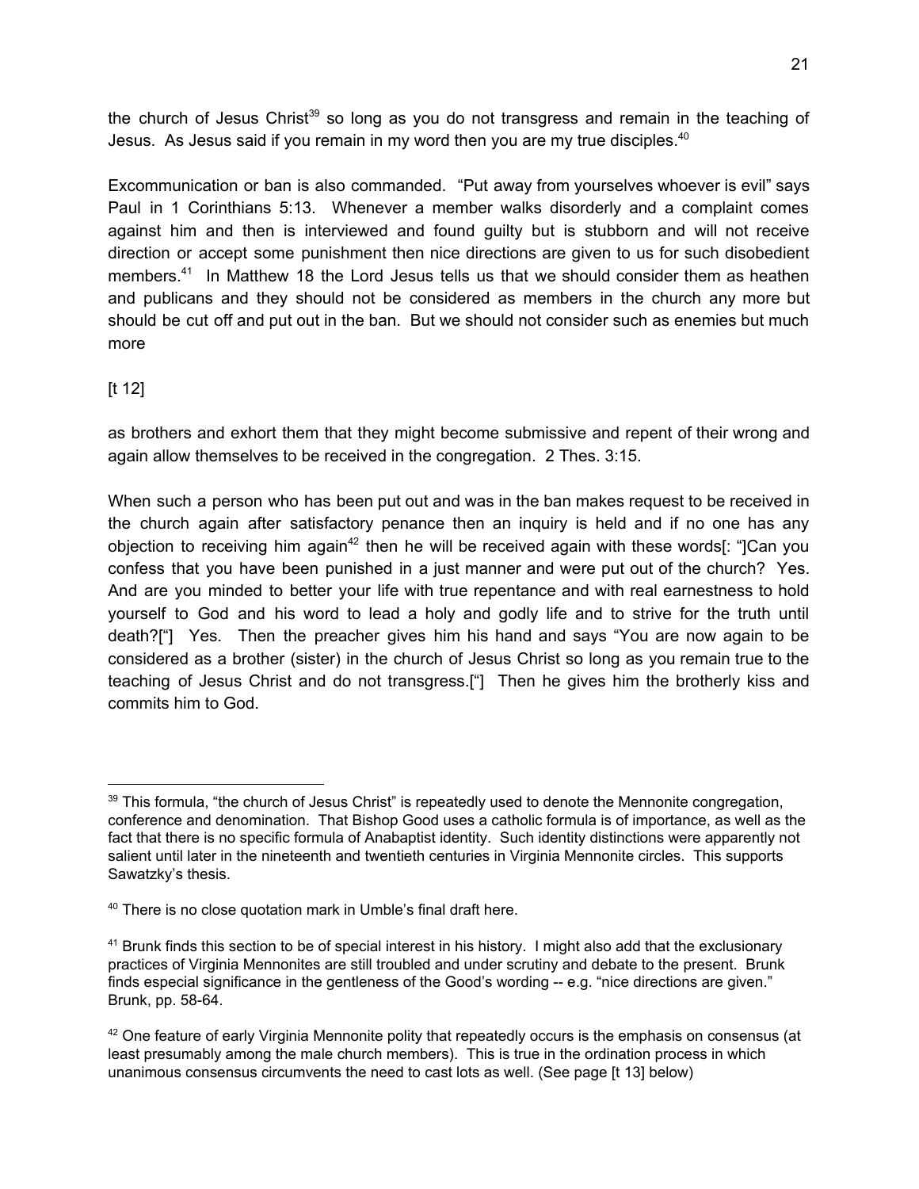the church of Jesus Christ[39] so long as you do not transgress and remain in the teaching of Jesus. As Jesus said if you remain in my word then you are my true disciples.[40]

Excommunication or ban is also commanded. "Put away from yourselves whoever is evil" says Paul in 1 Corinthians 5:13. Whenever a member walks disorderly and a complaint comes against him and then is interviewed and found guilty but is stubborn and will not receive direction or accept some punishment then nice directions are given to us for such disobedient members.[41] In Matthew 18 the Lord Jesus tells us that we should consider them as heathen and publicans and they should not be considered as members in the church any more but should be cut off and put out in the ban. But we should not consider such as enemies but much more

[t 12]

as brothers and exhort them that they might become submissive and repent of their wrong and again allow themselves to be received in the congregation. 2 Thes. 3:15.

When such a person who has been put out and was in the ban makes request to be received in the church again after satisfactory penance then an inquiry is held and if no one has any objection to receiving him again[42] then he will be received again with these words[: "]Can you confess that you have been punished in a just manner and were put out of the church? Yes. And are you minded to better your life with true repentance and with real earnestness to hold yourself to God and his word to lead a holy and godly life and to strive for the truth until death?["] Yes. Then the preacher gives him his hand and says "You are now again to be considered as a brother (sister) in the church of Jesus Christ so long as you remain true to the teaching of Jesus Christ and do not transgress.["] Then he gives him the brotherly kiss and commits him to God.

---

[39] This formula, "the church of Jesus Christ" is repeatedly used to denote the Mennonite congregation, conference and denomination. That Bishop Good uses a catholic formula is of importance, as well as the fact that there is no specific formula of Anabaptist identity. Such identity distinctions were apparently not salient until later in the nineteenth and twentieth centuries in Virginia Mennonite circles. This supports Sawatzky's thesis.

[40] There is no close quotation mark in Umble's final draft here.

[41] Brunk finds this section to be of special interest in his history. I might also add that the exclusionary practices of Virginia Mennonites are still troubled and under scrutiny and debate to the present. Brunk finds especial significance in the gentleness of the Good's wording -- e.g. "nice directions are given." Brunk, pp. 58-64.

[42] One feature of early Virginia Mennonite polity that repeatedly occurs is the emphasis on consensus (at least presumably among the male church members). This is true in the ordination process in which unanimous consensus circumvents the need to cast lots as well. (See page [t 13] below)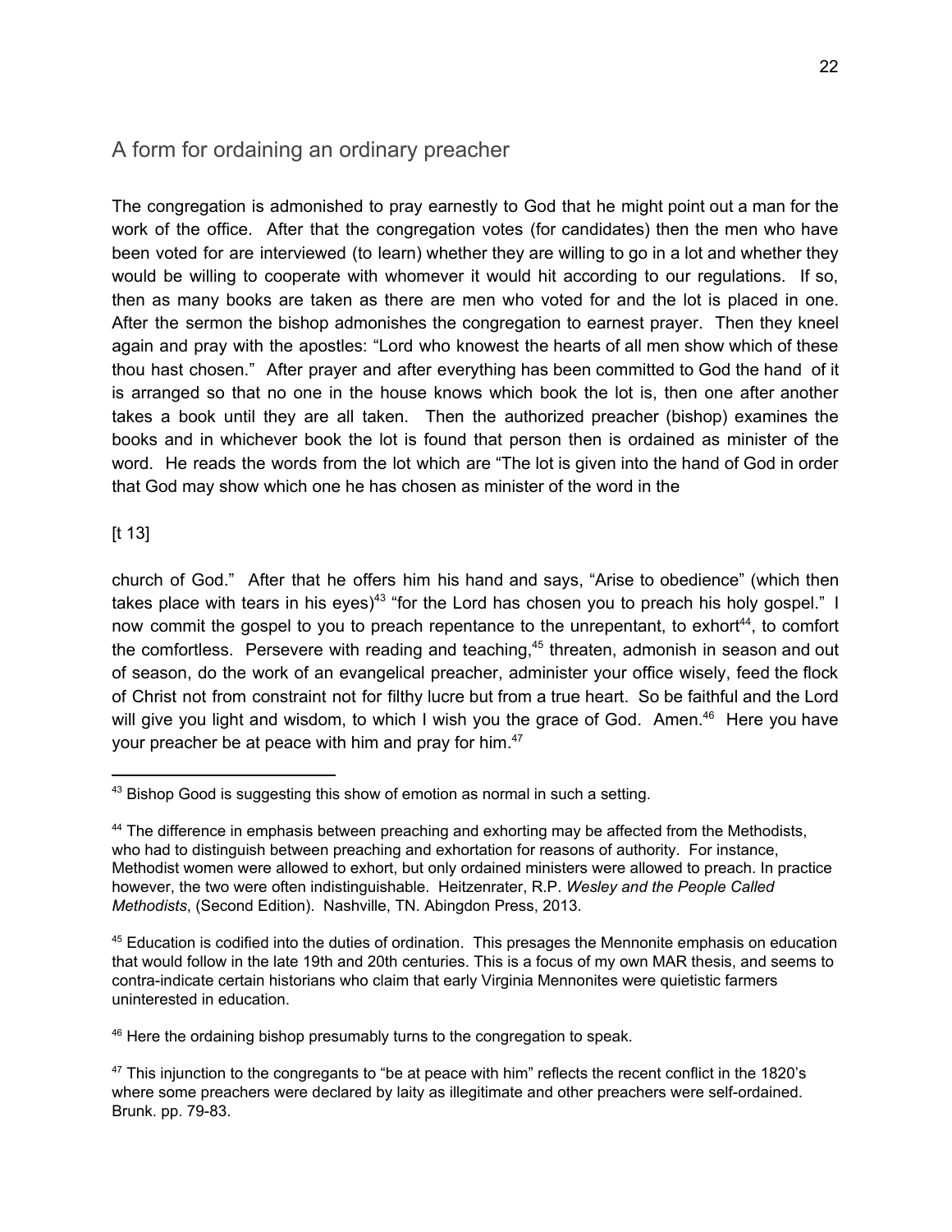## A form for ordaining an ordinary preacher

The congregation is admonished to pray earnestly to God that he might point out a man for the work of the office. After that the congregation votes (for candidates) then the men who have been voted for are interviewed (to learn) whether they are willing to go in a lot and whether they would be willing to cooperate with whomever it would hit according to our regulations. If so, then as many books are taken as there are men who voted for and the lot is placed in one. After the sermon the bishop admonishes the congregation to earnest prayer. Then they kneel again and pray with the apostles: "Lord who knowest the hearts of all men show which of these thou hast chosen." After prayer and after everything has been committed to God the hand of it is arranged so that no one in the house knows which book the lot is, then one after another takes a book until they are all taken. Then the authorized preacher (bishop) examines the books and in whichever book the lot is found that person then is ordained as minister of the word. He reads the words from the lot which are "The lot is given into the hand of God in order that God may show which one he has chosen as minister of the word in the

[t 13]

church of God." After that he offers him his hand and says, "Arise to obedience" (which then takes place with tears in his eyes)[43] "for the Lord has chosen you to preach his holy gospel." I now commit the gospel to you to preach repentance to the unrepentant, to exhort[44], to comfort the comfortless. Persevere with reading and teaching,[45] threaten, admonish in season and out of season, do the work of an evangelical preacher, administer your office wisely, feed the flock of Christ not from constraint not for filthy lucre but from a true heart. So be faithful and the Lord will give you light and wisdom, to which I wish you the grace of God. Amen.[46] Here you have your preacher be at peace with him and pray for him.[47]

---

[43] Bishop Good is suggesting this show of emotion as normal in such a setting.

[44] The difference in emphasis between preaching and exhorting may be affected from the Methodists, who had to distinguish between preaching and exhortation for reasons of authority. For instance, Methodist women were allowed to exhort, but only ordained ministers were allowed to preach. In practice however, the two were often indistinguishable. Heitzenrater, R.P. *Wesley and the People Called Methodists*, (Second Edition). Nashville, TN. Abingdon Press, 2013.

[45] Education is codified into the duties of ordination. This presages the Mennonite emphasis on education that would follow in the late 19th and 20th centuries. This is a focus of my own MAR thesis, and seems to contra-indicate certain historians who claim that early Virginia Mennonites were quietistic farmers uninterested in education.

[46] Here the ordaining bishop presumably turns to the congregation to speak.

[47] This injunction to the congregants to "be at peace with him" reflects the recent conflict in the 1820's where some preachers were declared by laity as illegitimate and other preachers were self-ordained. Brunk. pp. 79-83.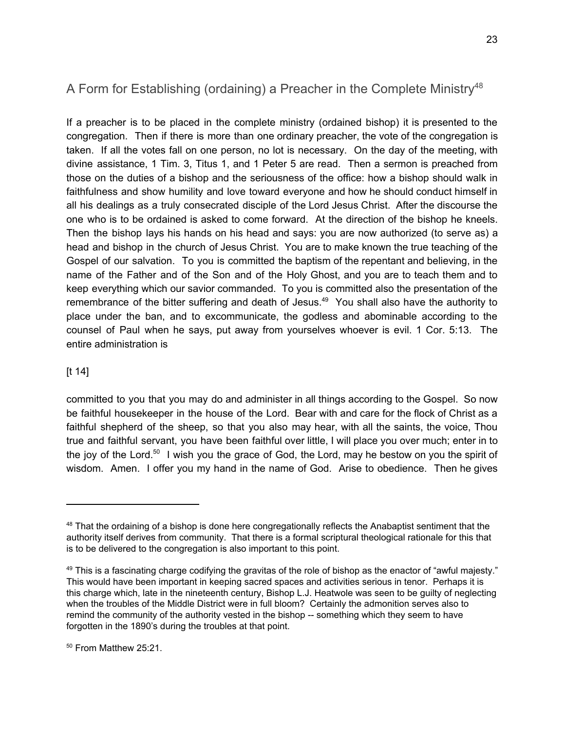## A Form for Establishing (ordaining) a Preacher in the Complete Ministry[48]

If a preacher is to be placed in the complete ministry (ordained bishop) it is presented to the congregation. Then if there is more than one ordinary preacher, the vote of the congregation is taken. If all the votes fall on one person, no lot is necessary. On the day of the meeting, with divine assistance, 1 Tim. 3, Titus 1, and 1 Peter 5 are read. Then a sermon is preached from those on the duties of a bishop and the seriousness of the office: how a bishop should walk in faithfulness and show humility and love toward everyone and how he should conduct himself in all his dealings as a truly consecrated disciple of the Lord Jesus Christ. After the discourse the one who is to be ordained is asked to come forward. At the direction of the bishop he kneels. Then the bishop lays his hands on his head and says: you are now authorized (to serve as) a head and bishop in the church of Jesus Christ. You are to make known the true teaching of the Gospel of our salvation. To you is committed the baptism of the repentant and believing, in the name of the Father and of the Son and of the Holy Ghost, and you are to teach them and to keep everything which our savior commanded. To you is committed also the presentation of the remembrance of the bitter suffering and death of Jesus.[49] You shall also have the authority to place under the ban, and to excommunicate, the godless and abominable according to the counsel of Paul when he says, put away from yourselves whoever is evil. 1 Cor. 5:13. The entire administration is

[t 14]

committed to you that you may do and administer in all things according to the Gospel. So now be faithful housekeeper in the house of the Lord. Bear with and care for the flock of Christ as a faithful shepherd of the sheep, so that you also may hear, with all the saints, the voice, Thou true and faithful servant, you have been faithful over little, I will place you over much; enter in to the joy of the Lord.[50] I wish you the grace of God, the Lord, may he bestow on you the spirit of wisdom. Amen. I offer you my hand in the name of God. Arise to obedience. Then he gives

---

[48] That the ordaining of a bishop is done here congregationally reflects the Anabaptist sentiment that the authority itself derives from community. That there is a formal scriptural theological rationale for this that is to be delivered to the congregation is also important to this point.

[49] This is a fascinating charge codifying the gravitas of the role of bishop as the enactor of "awful majesty." This would have been important in keeping sacred spaces and activities serious in tenor. Perhaps it is this charge which, late in the nineteenth century, Bishop L.J. Heatwole was seen to be guilty of neglecting when the troubles of the Middle District were in full bloom? Certainly the admonition serves also to remind the community of the authority vested in the bishop -- something which they seem to have forgotten in the 1890's during the troubles at that point.

[50] From Matthew 25:21.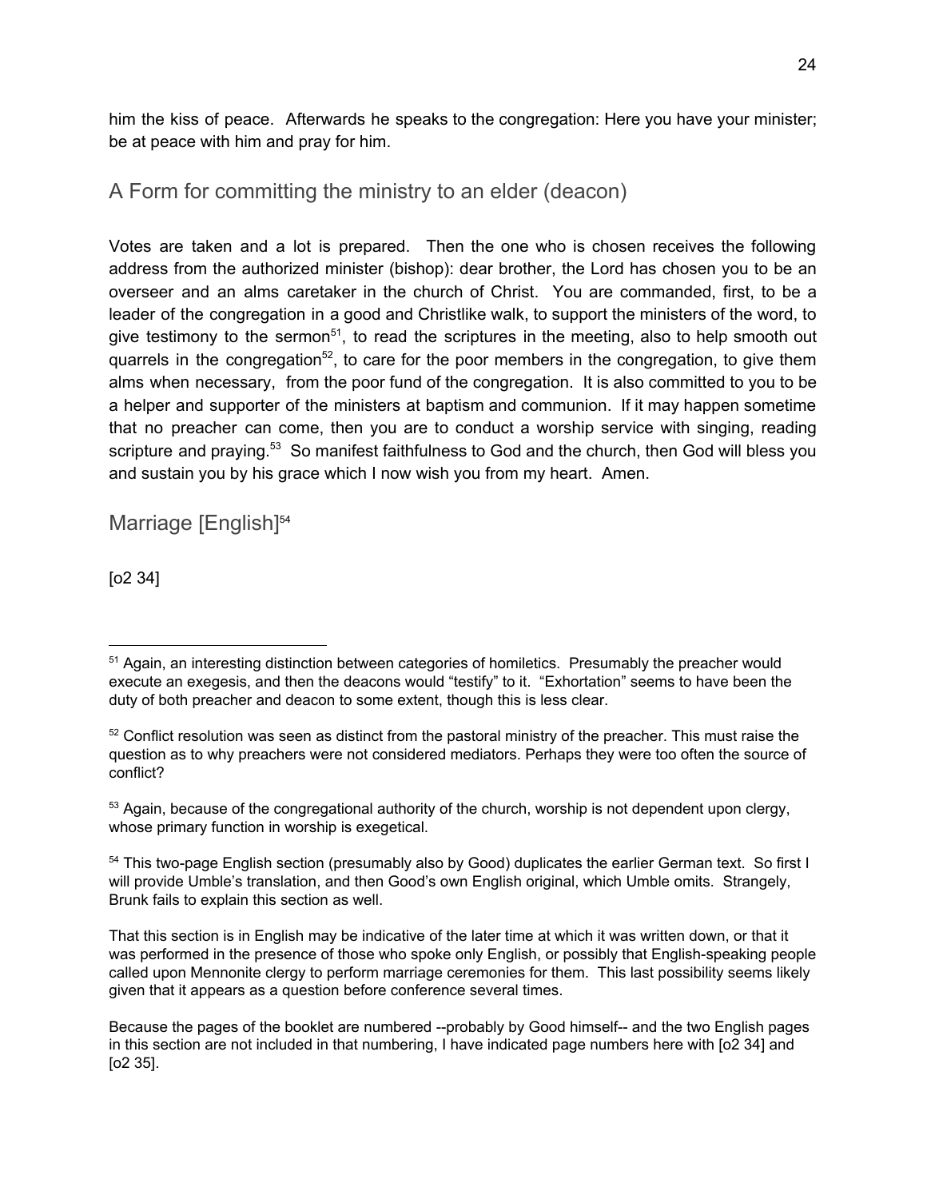him the kiss of peace. Afterwards he speaks to the congregation: Here you have your minister; be at peace with him and pray for him.

## A Form for committing the ministry to an elder (deacon)

Votes are taken and a lot is prepared. Then the one who is chosen receives the following address from the authorized minister (bishop): dear brother, the Lord has chosen you to be an overseer and an alms caretaker in the church of Christ. You are commanded, first, to be a leader of the congregation in a good and Christlike walk, to support the ministers of the word, to give testimony to the sermon[51], to read the scriptures in the meeting, also to help smooth out quarrels in the congregation[52], to care for the poor members in the congregation, to give them alms when necessary, from the poor fund of the congregation. It is also committed to you to be a helper and supporter of the ministers at baptism and communion. If it may happen sometime that no preacher can come, then you are to conduct a worship service with singing, reading scripture and praying.[53] So manifest faithfulness to God and the church, then God will bless you and sustain you by his grace which I now wish you from my heart. Amen.

## Marriage [English][54]

[o2 34]

---

[51] Again, an interesting distinction between categories of homiletics. Presumably the preacher would execute an exegesis, and then the deacons would "testify" to it. "Exhortation" seems to have been the duty of both preacher and deacon to some extent, though this is less clear.

[52] Conflict resolution was seen as distinct from the pastoral ministry of the preacher. This must raise the question as to why preachers were not considered mediators. Perhaps they were too often the source of conflict?

[53] Again, because of the congregational authority of the church, worship is not dependent upon clergy, whose primary function in worship is exegetical.

[54] This two-page English section (presumably also by Good) duplicates the earlier German text. So first I will provide Umble's translation, and then Good's own English original, which Umble omits. Strangely, Brunk fails to explain this section as well.

That this section is in English may be indicative of the later time at which it was written down, or that it was performed in the presence of those who spoke only English, or possibly that English-speaking people called upon Mennonite clergy to perform marriage ceremonies for them. This last possibility seems likely given that it appears as a question before conference several times.

Because the pages of the booklet are numbered --probably by Good himself-- and the two English pages in this section are not included in that numbering, I have indicated page numbers here with [o2 34] and [o2 35].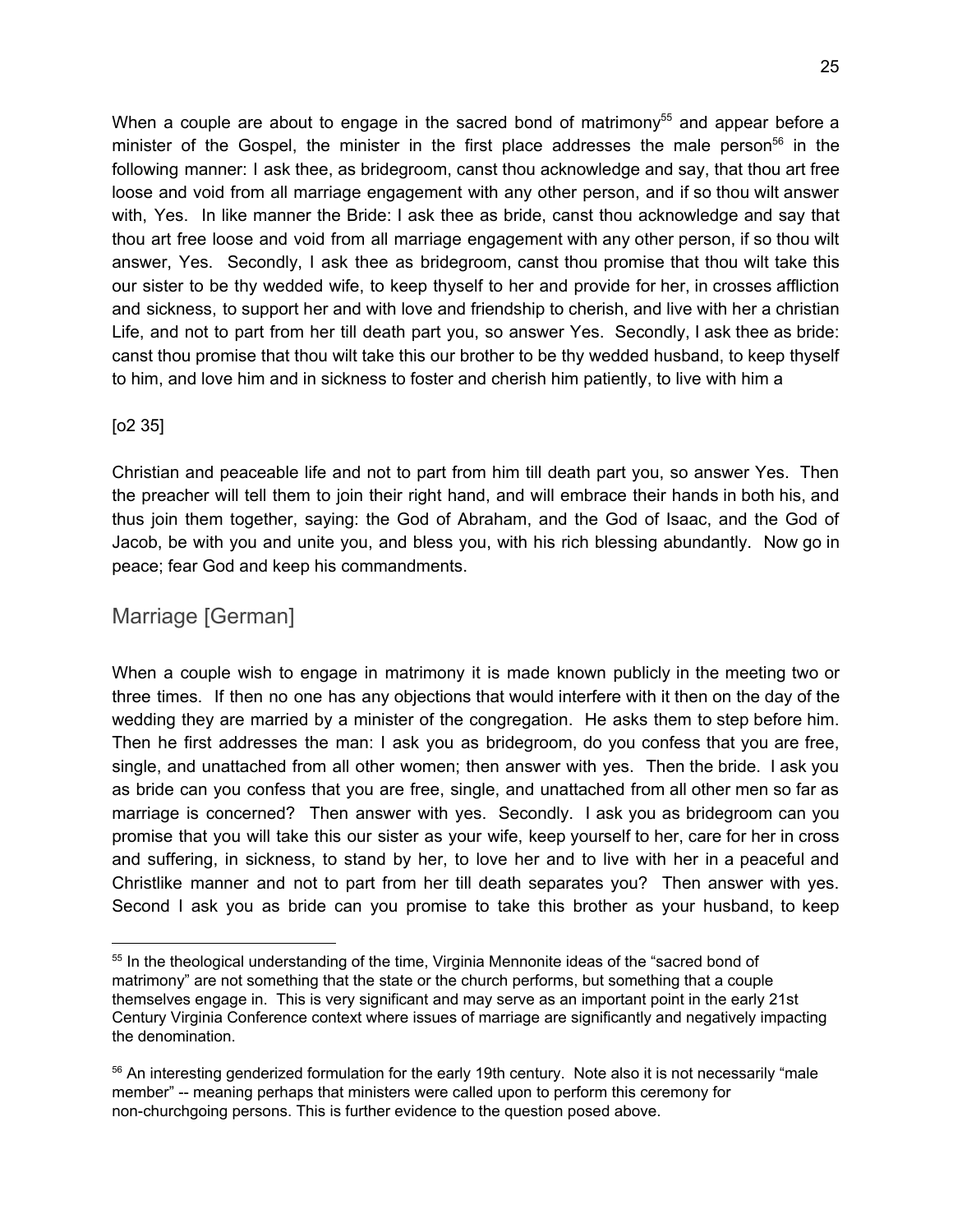When a couple are about to engage in the sacred bond of matrimony[55] and appear before a minister of the Gospel, the minister in the first place addresses the male person[56] in the following manner: I ask thee, as bridegroom, canst thou acknowledge and say, that thou art free loose and void from all marriage engagement with any other person, and if so thou wilt answer with, Yes. In like manner the Bride: I ask thee as bride, canst thou acknowledge and say that thou art free loose and void from all marriage engagement with any other person, if so thou wilt answer, Yes. Secondly, I ask thee as bridegroom, canst thou promise that thou wilt take this our sister to be thy wedded wife, to keep thyself to her and provide for her, in crosses affliction and sickness, to support her and with love and friendship to cherish, and live with her a christian Life, and not to part from her till death part you, so answer Yes. Secondly, I ask thee as bride: canst thou promise that thou wilt take this our brother to be thy wedded husband, to keep thyself to him, and love him and in sickness to foster and cherish him patiently, to live with him a

[o2 35]

Christian and peaceable life and not to part from him till death part you, so answer Yes. Then the preacher will tell them to join their right hand, and will embrace their hands in both his, and thus join them together, saying: the God of Abraham, and the God of Isaac, and the God of Jacob, be with you and unite you, and bless you, with his rich blessing abundantly. Now go in peace; fear God and keep his commandments.

## Marriage [German]

When a couple wish to engage in matrimony it is made known publicly in the meeting two or three times. If then no one has any objections that would interfere with it then on the day of the wedding they are married by a minister of the congregation. He asks them to step before him. Then he first addresses the man: I ask you as bridegroom, do you confess that you are free, single, and unattached from all other women; then answer with yes. Then the bride. I ask you as bride can you confess that you are free, single, and unattached from all other men so far as marriage is concerned? Then answer with yes. Secondly. I ask you as bridegroom can you promise that you will take this our sister as your wife, keep yourself to her, care for her in cross and suffering, in sickness, to stand by her, to love her and to live with her in a peaceful and Christlike manner and not to part from her till death separates you? Then answer with yes. Second I ask you as bride can you promise to take this brother as your husband, to keep

---

[55] In the theological understanding of the time, Virginia Mennonite ideas of the "sacred bond of matrimony" are not something that the state or the church performs, but something that a couple themselves engage in. This is very significant and may serve as an important point in the early 21st Century Virginia Conference context where issues of marriage are significantly and negatively impacting the denomination.

[56] An interesting genderized formulation for the early 19th century. Note also it is not necessarily "male member" -- meaning perhaps that ministers were called upon to perform this ceremony for non-churchgoing persons. This is further evidence to the question posed above.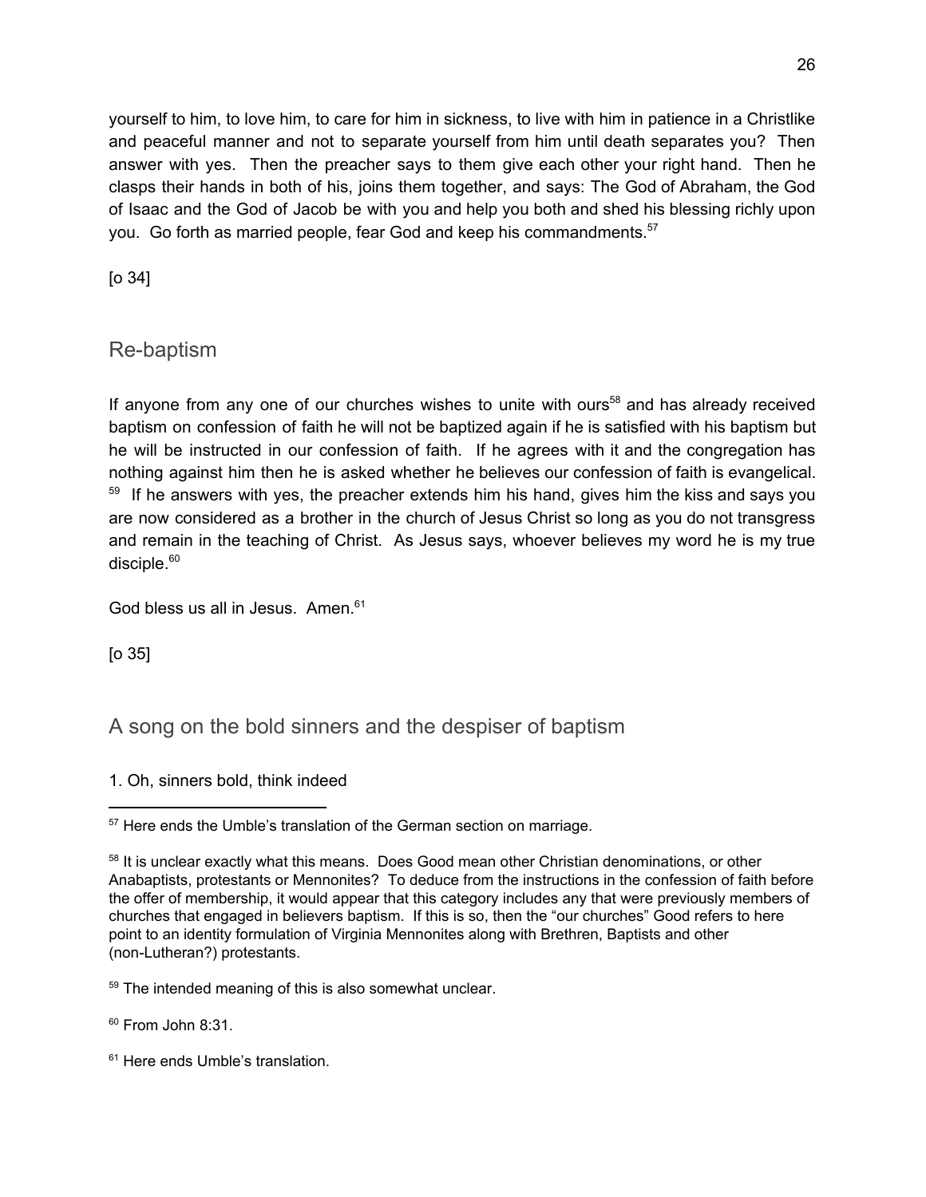yourself to him, to love him, to care for him in sickness, to live with him in patience in a Christlike and peaceful manner and not to separate yourself from him until death separates you? Then answer with yes. Then the preacher says to them give each other your right hand. Then he clasps their hands in both of his, joins them together, and says: The God of Abraham, the God of Isaac and the God of Jacob be with you and help you both and shed his blessing richly upon you. Go forth as married people, fear God and keep his commandments.[57]

[o 34]

## Re-baptism

If anyone from any one of our churches wishes to unite with ours[58] and has already received baptism on confession of faith he will not be baptized again if he is satisfied with his baptism but he will be instructed in our confession of faith. If he agrees with it and the congregation has nothing against him then he is asked whether he believes our confession of faith is evangelical.[59] If he answers with yes, the preacher extends him his hand, gives him the kiss and says you are now considered as a brother in the church of Jesus Christ so long as you do not transgress and remain in the teaching of Christ. As Jesus says, whoever believes my word he is my true disciple.[60]

God bless us all in Jesus. Amen.[61]

[o 35]

## A song on the bold sinners and the despiser of baptism

1. Oh, sinners bold, think indeed

---

[57] Here ends the Umble's translation of the German section on marriage.

[58] It is unclear exactly what this means. Does Good mean other Christian denominations, or other Anabaptists, protestants or Mennonites? To deduce from the instructions in the confession of faith before the offer of membership, it would appear that this category includes any that were previously members of churches that engaged in believers baptism. If this is so, then the "our churches" Good refers to here point to an identity formulation of Virginia Mennonites along with Brethren, Baptists and other (non-Lutheran?) protestants.

[59] The intended meaning of this is also somewhat unclear.

[60] From John 8:31.

[61] Here ends Umble's translation.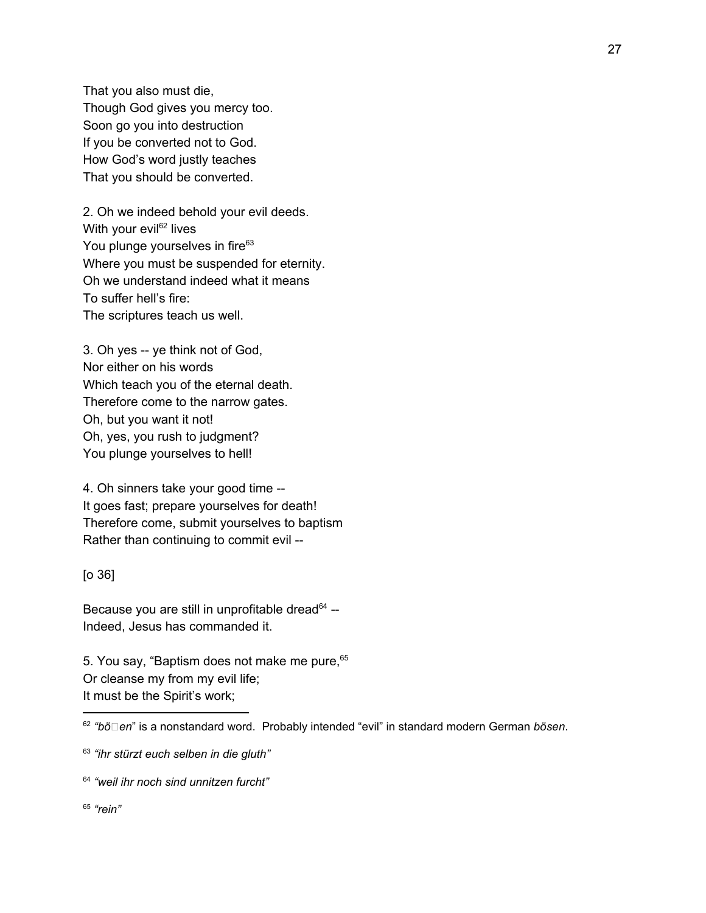That you also must die,
Though God gives you mercy too.
Soon go you into destruction
If you be converted not to God.
How God's word justly teaches
That you should be converted.

2. Oh we indeed behold your evil deeds.
With your evil[62] lives
You plunge yourselves in fire[63]
Where you must be suspended for eternity.
Oh we understand indeed what it means
To suffer hell's fire:
The scriptures teach us well.

3. Oh yes -- ye think not of God,
Nor either on his words
Which teach you of the eternal death.
Therefore come to the narrow gates.
Oh, but you want it not!
Oh, yes, you rush to judgment?
You plunge yourselves to hell!

4. Oh sinners take your good time --
It goes fast; prepare yourselves for death!
Therefore come, submit yourselves to baptism
Rather than continuing to commit evil --

[o 36]

Because you are still in unprofitable dread[64] --
Indeed, Jesus has commanded it.

5. You say, "Baptism does not make me pure,[65]
Or cleanse my from my evil life;
It must be the Spirit's work;

---

[62] *"bö□en"* is a nonstandard word. Probably intended "evil" in standard modern German *bösen*.

[63] *"ihr stürzt euch selben in die gluth"*

[64] *"weil ihr noch sind unnitzen furcht"*

[65] *"rein"*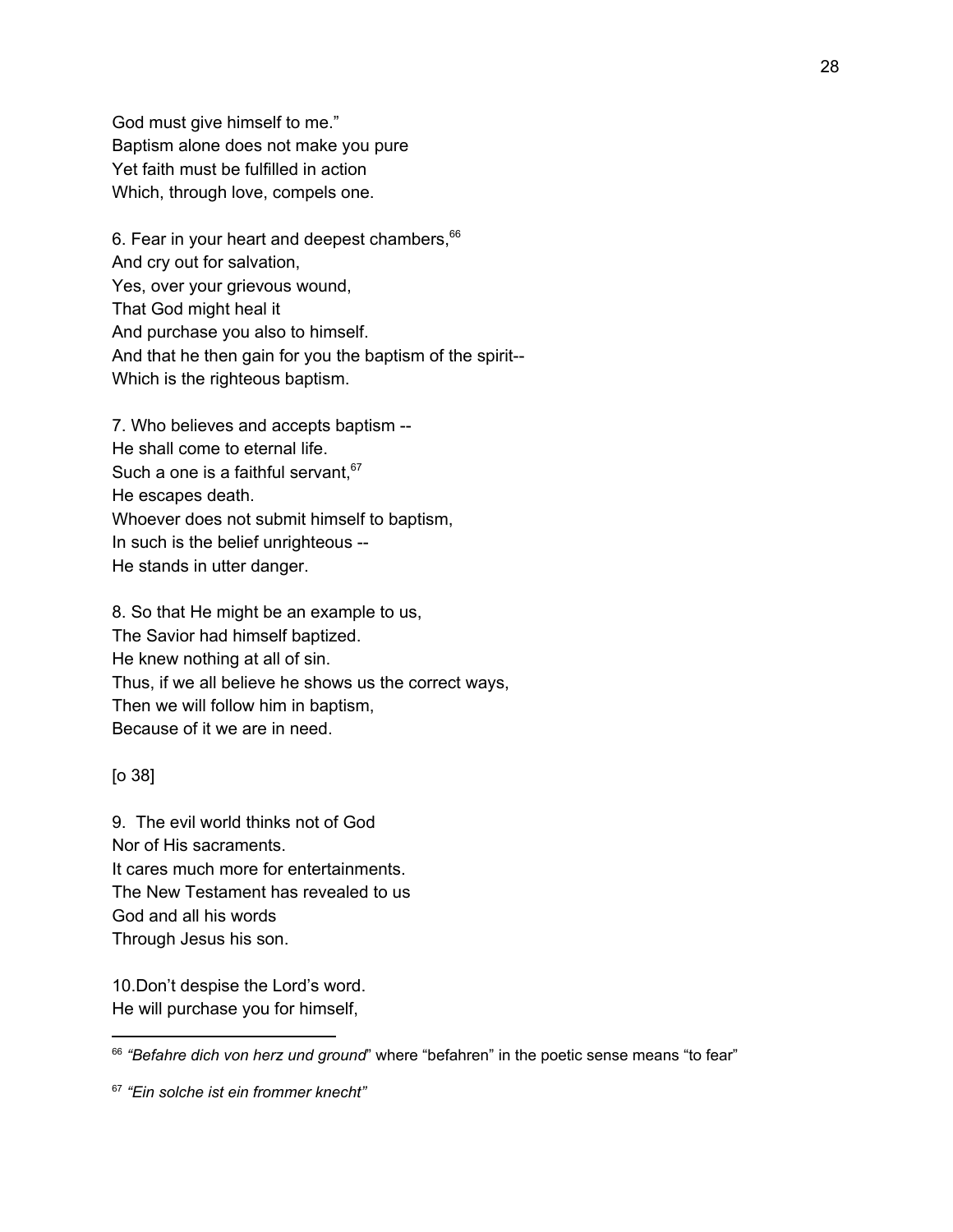God must give himself to me."
Baptism alone does not make you pure
Yet faith must be fulfilled in action
Which, through love, compels one.

6. Fear in your heart and deepest chambers,[66]
And cry out for salvation,
Yes, over your grievous wound,
That God might heal it
And purchase you also to himself.
And that he then gain for you the baptism of the spirit--
Which is the righteous baptism.

7. Who believes and accepts baptism --
He shall come to eternal life.
Such a one is a faithful servant,[67]
He escapes death.
Whoever does not submit himself to baptism,
In such is the belief unrighteous --
He stands in utter danger.

8. So that He might be an example to us,
The Savior had himself baptized.
He knew nothing at all of sin.
Thus, if we all believe he shows us the correct ways,
Then we will follow him in baptism,
Because of it we are in need.

[o 38]

9. The evil world thinks not of God
Nor of His sacraments.
It cares much more for entertainments.
The New Testament has revealed to us
God and all his words
Through Jesus his son.

10. Don't despise the Lord's word.
He will purchase you for himself,

---

[66] *"Befahre dich von herz und ground*" where "befahren" in the poetic sense means "to fear"

[67] *"Ein solche ist ein frommer knecht"*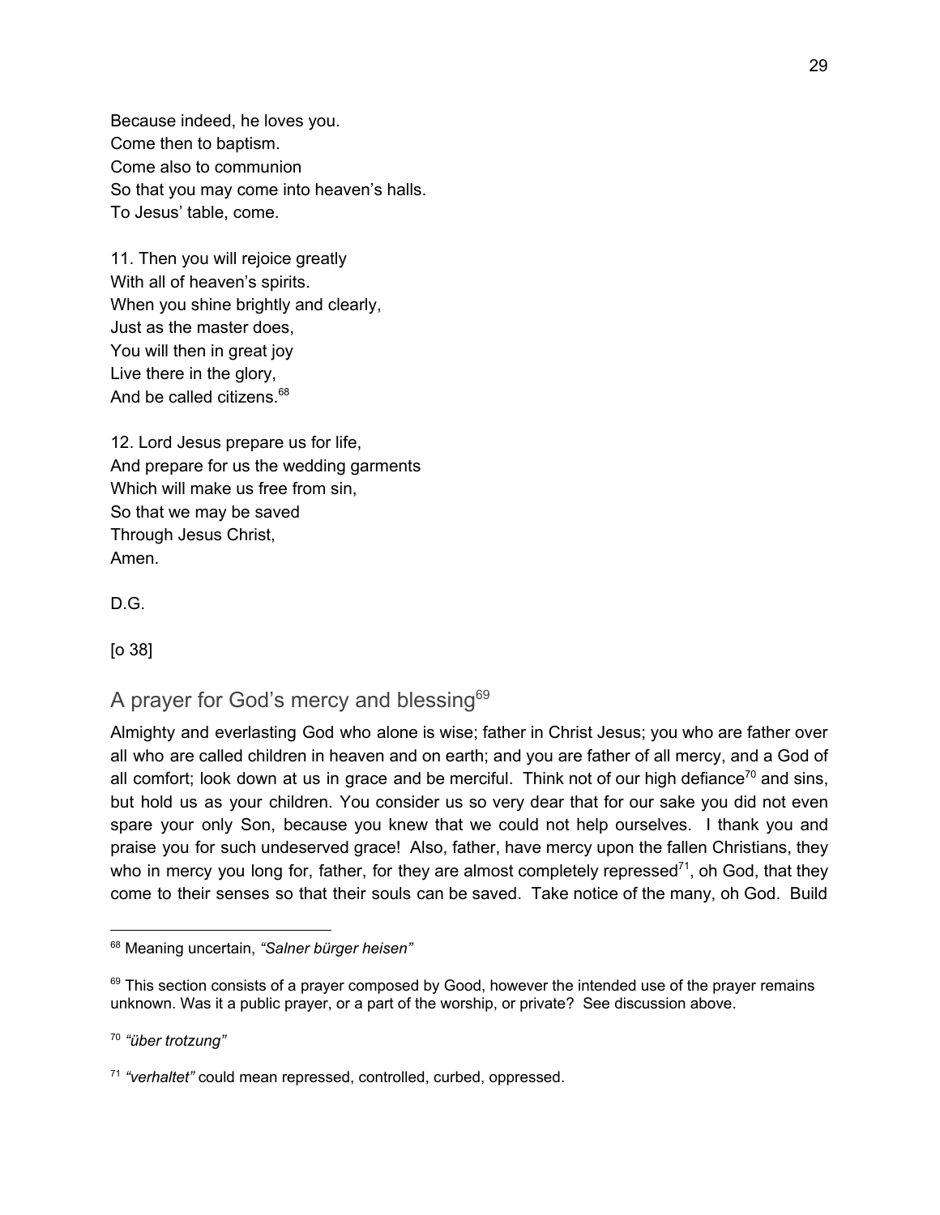Because indeed, he loves you.
Come then to baptism.
Come also to communion
So that you may come into heaven's halls.
To Jesus' table, come.

11. Then you will rejoice greatly
With all of heaven's spirits.
When you shine brightly and clearly,
Just as the master does,
You will then in great joy
Live there in the glory,
And be called citizens.[68]

12. Lord Jesus prepare us for life,
And prepare for us the wedding garments
Which will make us free from sin,
So that we may be saved
Through Jesus Christ,
Amen.

D.G.

[o 38]

## A prayer for God's mercy and blessing[69]

Almighty and everlasting God who alone is wise; father in Christ Jesus; you who are father over all who are called children in heaven and on earth; and you are father of all mercy, and a God of all comfort; look down at us in grace and be merciful. Think not of our high defiance[70] and sins, but hold us as your children. You consider us so very dear that for our sake you did not even spare your only Son, because you knew that we could not help ourselves. I thank you and praise you for such undeserved grace! Also, father, have mercy upon the fallen Christians, they who in mercy you long for, father, for they are almost completely repressed[71], oh God, that they come to their senses so that their souls can be saved. Take notice of the many, oh God. Build

---

[68] Meaning uncertain, *"Salner bürger heisen"*

[69] This section consists of a prayer composed by Good, however the intended use of the prayer remains unknown. Was it a public prayer, or a part of the worship, or private? See discussion above.

[70] *"über trotzung"*

[71] *"verhaltet"* could mean repressed, controlled, curbed, oppressed.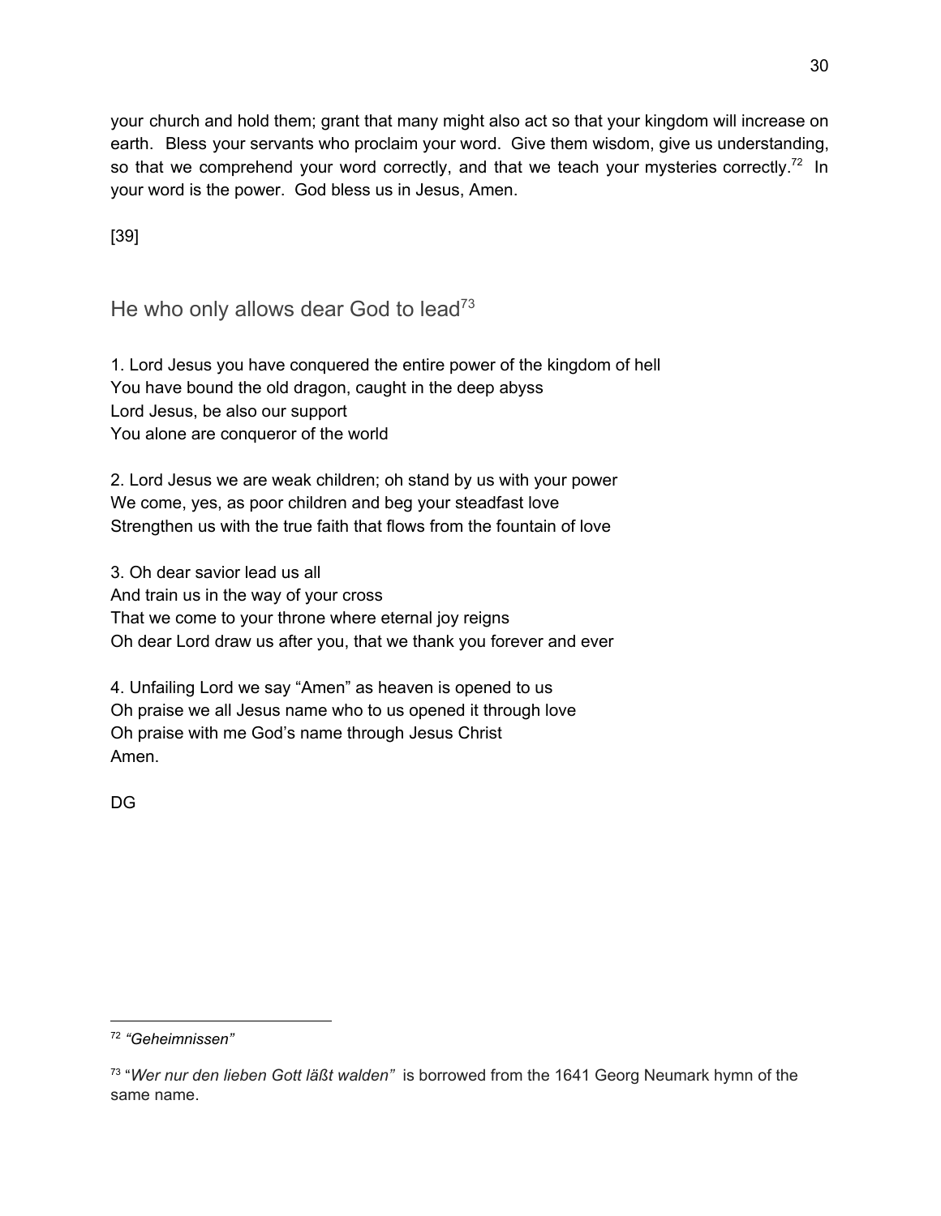your church and hold them; grant that many might also act so that your kingdom will increase on earth. Bless your servants who proclaim your word. Give them wisdom, give us understanding, so that we comprehend your word correctly, and that we teach your mysteries correctly.[72] In your word is the power. God bless us in Jesus, Amen.

[39]

## He who only allows dear God to lead[73]

1. Lord Jesus you have conquered the entire power of the kingdom of hell
You have bound the old dragon, caught in the deep abyss
Lord Jesus, be also our support
You alone are conqueror of the world

2. Lord Jesus we are weak children; oh stand by us with your power
We come, yes, as poor children and beg your steadfast love
Strengthen us with the true faith that flows from the fountain of love

3. Oh dear savior lead us all
And train us in the way of your cross
That we come to your throne where eternal joy reigns
Oh dear Lord draw us after you, that we thank you forever and ever

4. Unfailing Lord we say "Amen" as heaven is opened to us
Oh praise we all Jesus name who to us opened it through love
Oh praise with me God's name through Jesus Christ
Amen.

DG

---

[72] *"Geheimnissen"*

[73] "*Wer nur den lieben Gott läßt walden"* is borrowed from the 1641 Georg Neumark hymn of the same name.